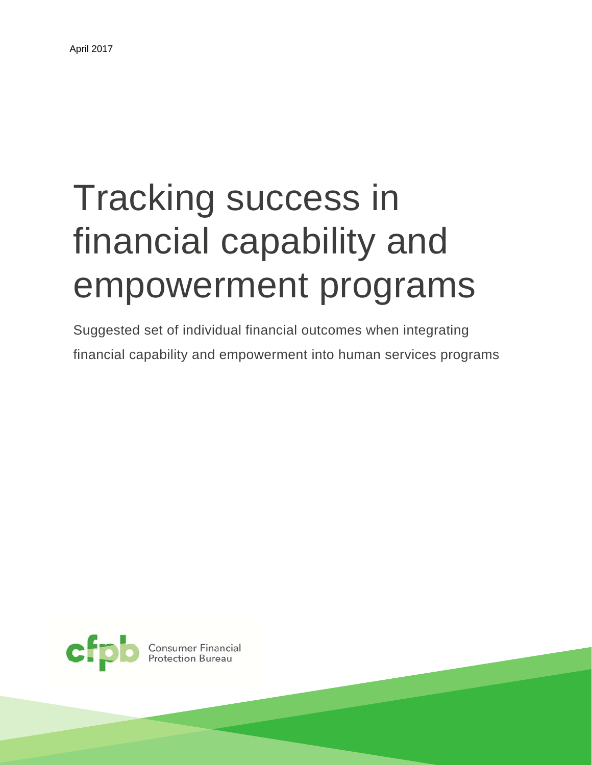April 2017

# Tracking success in financial capability and empowerment programs

Suggested set of individual financial outcomes when integrating financial capability and empowerment into human services programs

Consumer Financial Protection Bureau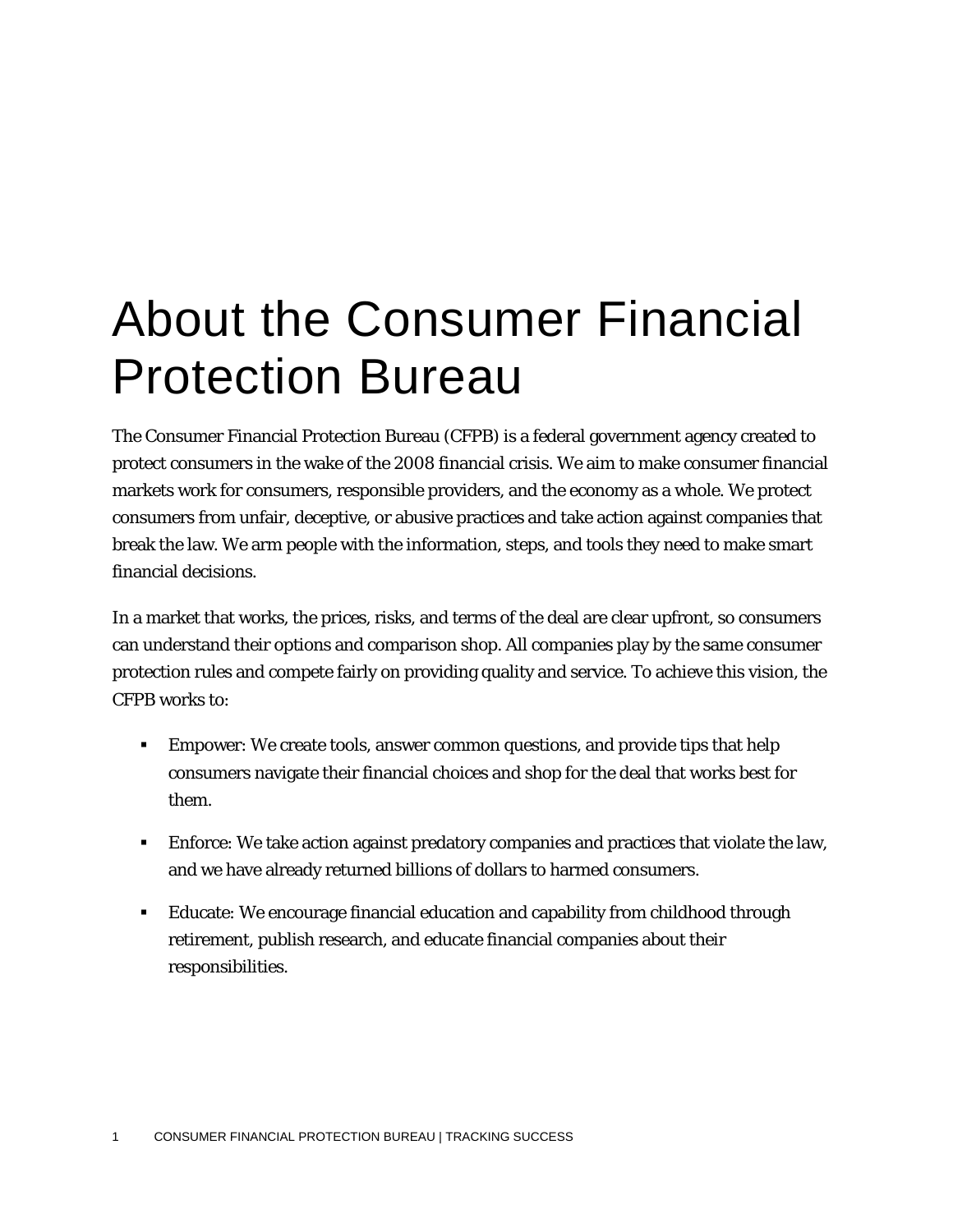# About the Consumer Financial Protection Bureau

The Consumer Financial Protection Bureau (CFPB) is a federal government agency created to protect consumers in the wake of the 2008 financial crisis. We aim to make consumer financial markets work for consumers, responsible providers, and the economy as a whole. We protect consumers from unfair, deceptive, or abusive practices and take action against companies that break the law. We arm people with the information, steps, and tools they need to make smart financial decisions.

In a market that works, the prices, risks, and terms of the deal are clear upfront, so consumers can understand their options and comparison shop. All companies play by the same consumer protection rules and compete fairly on providing quality and service. To achieve this vision, the CFPB works to:

- Empower: We create tools, answer common questions, and provide tips that help consumers navigate their financial choices and shop for the deal that works best for them.
- Enforce: We take action against predatory companies and practices that violate the law, and we have already returned billions of dollars to harmed consumers.
- Educate: We encourage financial education and capability from childhood through retirement, publish research, and educate financial companies about their responsibilities.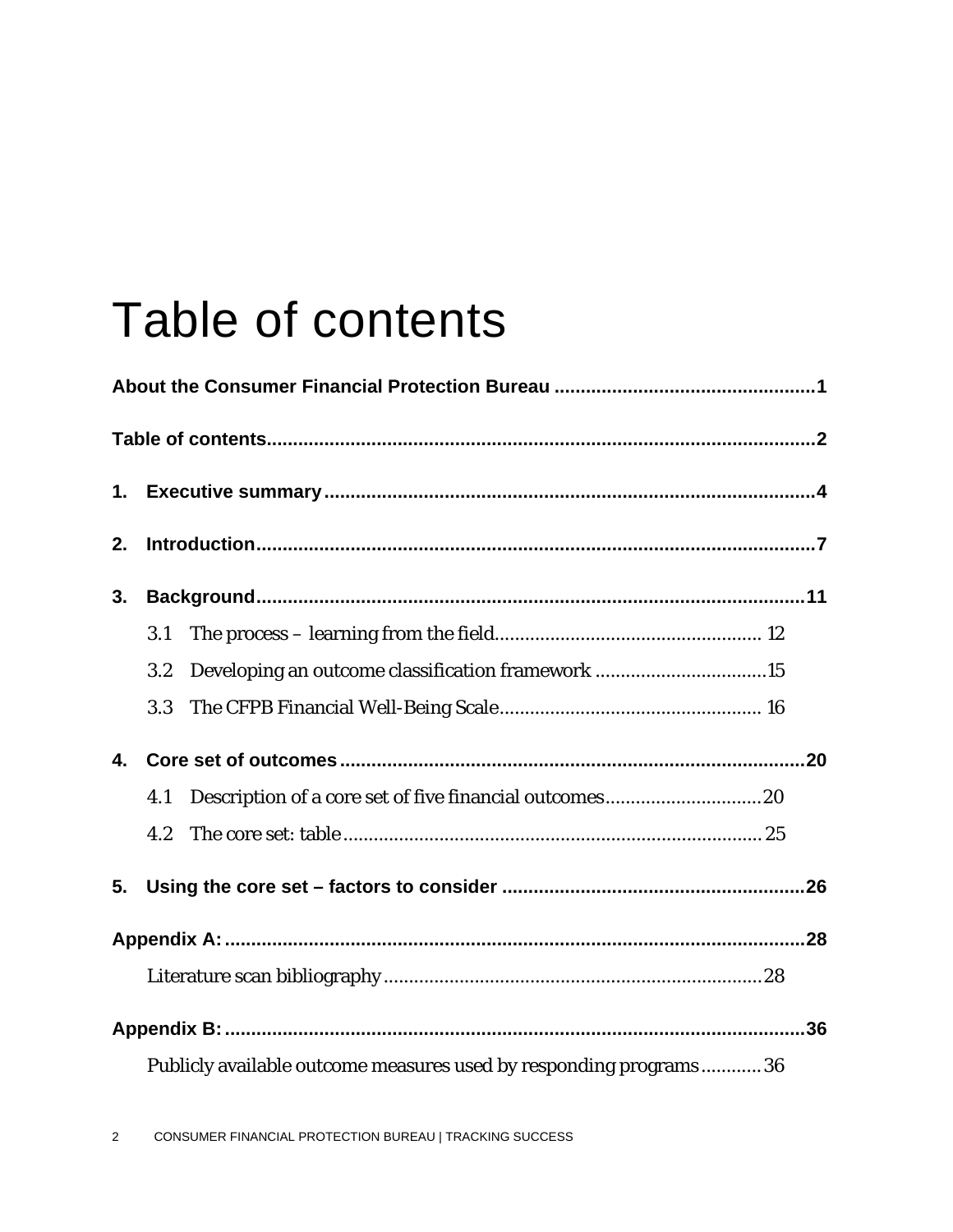# Table of contents

**About the Consumer Financial Protection Bureau ..........1**

**Table of contents..........2**

**1. Executive summary..........4**

**2. Introduction..........7**

**3. Background..........11**

3.1 The process – learning from the field..........12

3.2 Developing an outcome classification framework..........15

3.3 The CFPB Financial Well-Being Scale..........16

**4. Core set of outcomes..........20**

4.1 Description of a core set of five financial outcomes..........20

4.2 The core set: table..........25

**5. Using the core set – factors to consider..........26**

**Appendix A:..........28**

Literature scan bibliography..........28

**Appendix B:..........36**

Publicly available outcome measures used by responding programs..........36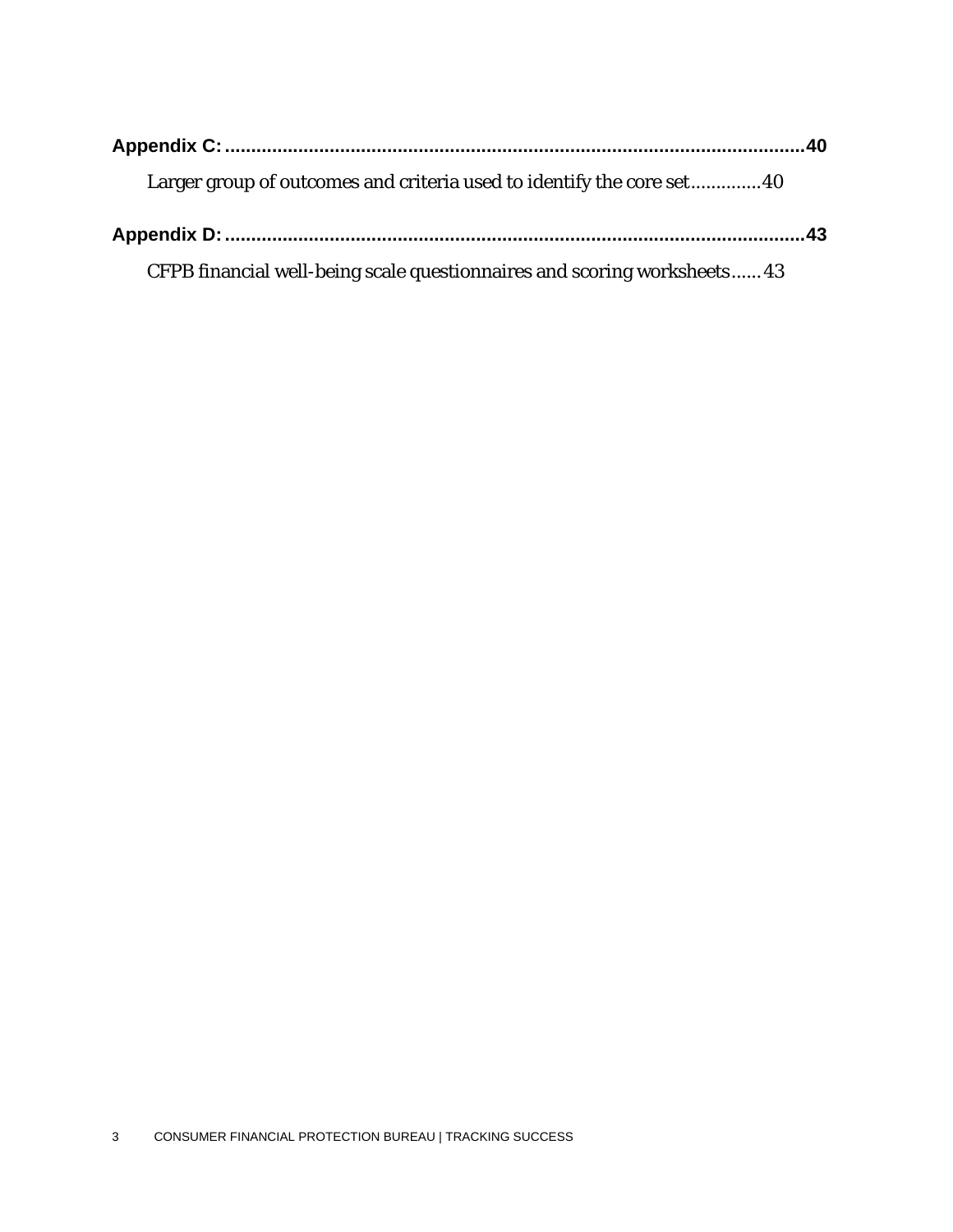**Appendix C: .................................................................................................................40**

Larger group of outcomes and criteria used to identify the core set..............40

**Appendix D: .................................................................................................................43**

CFPB financial well-being scale questionnaires and scoring worksheets......43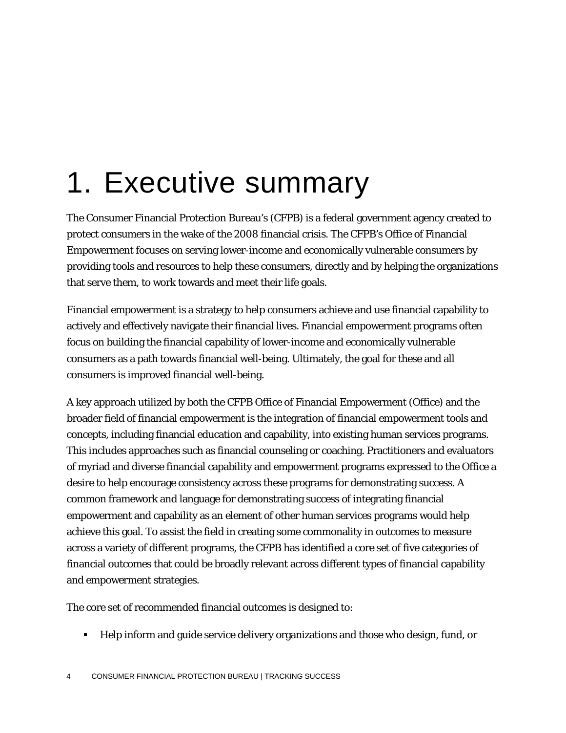# 1. Executive summary

The Consumer Financial Protection Bureau's (CFPB) is a federal government agency created to protect consumers in the wake of the 2008 financial crisis. The CFPB's Office of Financial Empowerment focuses on serving lower-income and economically vulnerable consumers by providing tools and resources to help these consumers, directly and by helping the organizations that serve them, to work towards and meet their life goals.

Financial empowerment is a strategy to help consumers achieve and use financial capability to actively and effectively navigate their financial lives. Financial empowerment programs often focus on building the financial capability of lower-income and economically vulnerable consumers as a path towards financial well-being. Ultimately, the goal for these and all consumers is improved financial well-being.

A key approach utilized by both the CFPB Office of Financial Empowerment (Office) and the broader field of financial empowerment is the integration of financial empowerment tools and concepts, including financial education and capability, into existing human services programs. This includes approaches such as financial counseling or coaching. Practitioners and evaluators of myriad and diverse financial capability and empowerment programs expressed to the Office a desire to help encourage consistency across these programs for demonstrating success. A common framework and language for demonstrating success of integrating financial empowerment and capability as an element of other human services programs would help achieve this goal. To assist the field in creating some commonality in outcomes to measure across a variety of different programs, the CFPB has identified a core set of five categories of financial outcomes that could be broadly relevant across different types of financial capability and empowerment strategies.

The core set of recommended financial outcomes is designed to:

- Help inform and guide service delivery organizations and those who design, fund, or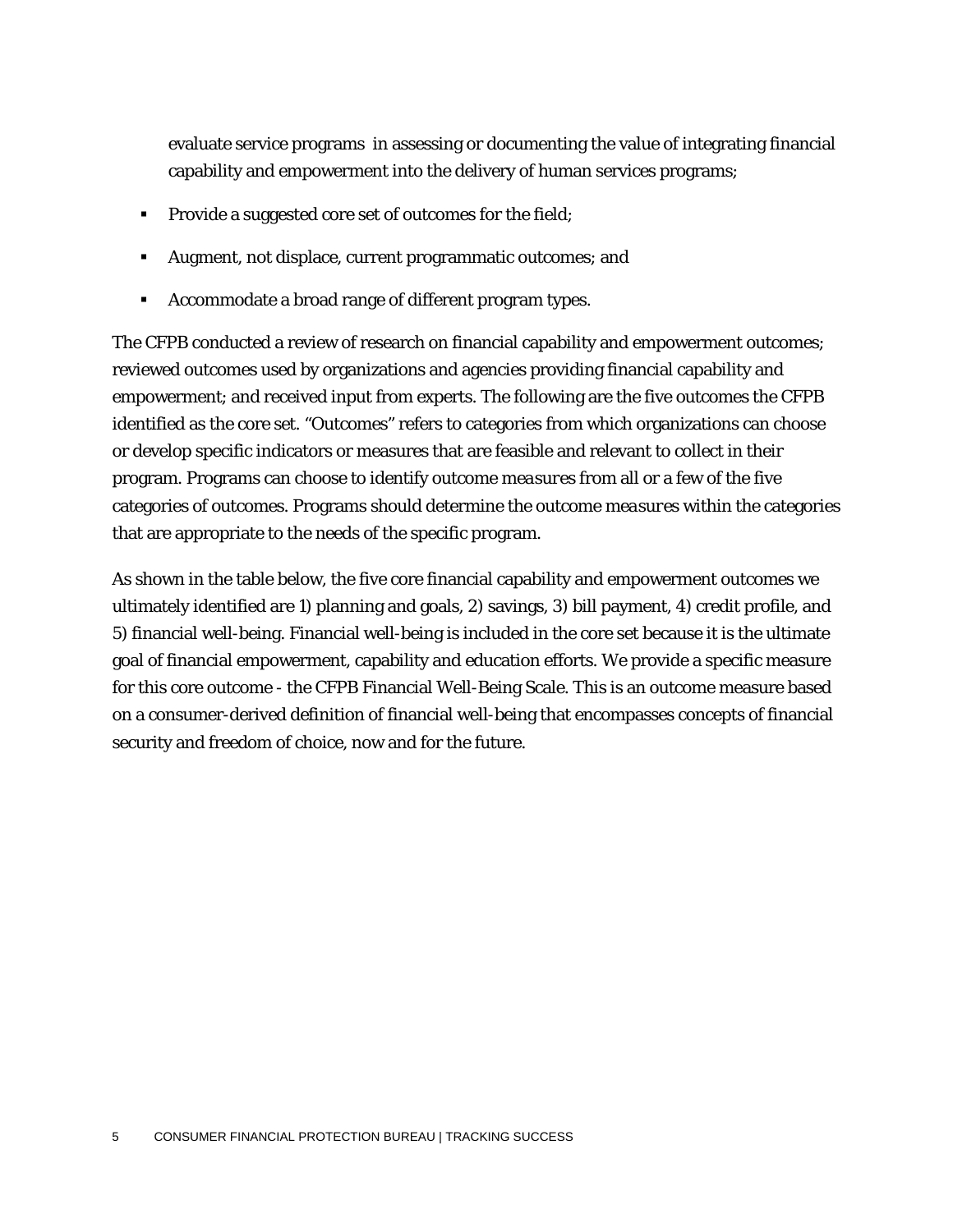evaluate service programs in assessing or documenting the value of integrating financial capability and empowerment into the delivery of human services programs;

- Provide a suggested core set of outcomes for the field;
- Augment, not displace, current programmatic outcomes; and
- Accommodate a broad range of different program types.

The CFPB conducted a review of research on financial capability and empowerment outcomes; reviewed outcomes used by organizations and agencies providing financial capability and empowerment; and received input from experts. The following are the five outcomes the CFPB identified as the core set. "Outcomes" refers to categories from which organizations can choose or develop specific indicators or measures that are feasible and relevant to collect in their program. Programs can choose to identify outcome *measures* from all or a few of the five categories of outcomes. Programs should determine the outcome *measures* within the categories that are appropriate to the needs of the specific program.

As shown in the table below, the five core financial capability and empowerment outcomes we ultimately identified are 1) planning and goals, 2) savings, 3) bill payment, 4) credit profile, and 5) financial well-being. Financial well-being is included in the core set because it is the ultimate goal of financial empowerment, capability and education efforts. We provide a specific measure for this core outcome - the CFPB Financial Well-Being Scale. This is an outcome measure based on a consumer-derived definition of financial well-being that encompasses concepts of financial security and freedom of choice, now and for the future.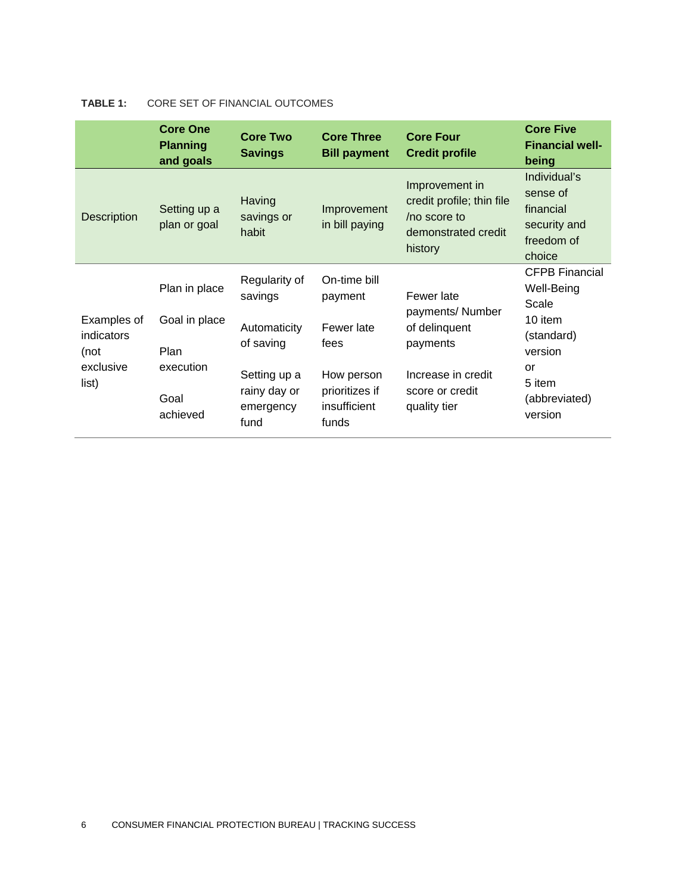**TABLE 1:** CORE SET OF FINANCIAL OUTCOMES

| | Core One Planning and goals | Core Two Savings | Core Three Bill payment | Core Four Credit profile | Core Five Financial well-being |
|---|---|---|---|---|---|
| Description | Setting up a plan or goal | Having savings or habit | Improvement in bill paying | Improvement in credit profile; thin file /no score to demonstrated credit history | Individual's sense of financial security and freedom of choice |
| Examples of indicators (not exclusive list) | Plan in place<br><br>Goal in place<br><br>Plan execution<br><br>Goal achieved | Regularity of savings<br><br>Automaticity of saving<br><br>Setting up a rainy day or emergency fund | On-time bill payment<br><br>Fewer late fees<br><br>How person prioritizes if insufficient funds | Fewer late payments/ Number of delinquent payments<br><br>Increase in credit score or credit quality tier | CFPB Financial Well-Being Scale<br>10 item (standard) version<br>or<br>5 item (abbreviated) version |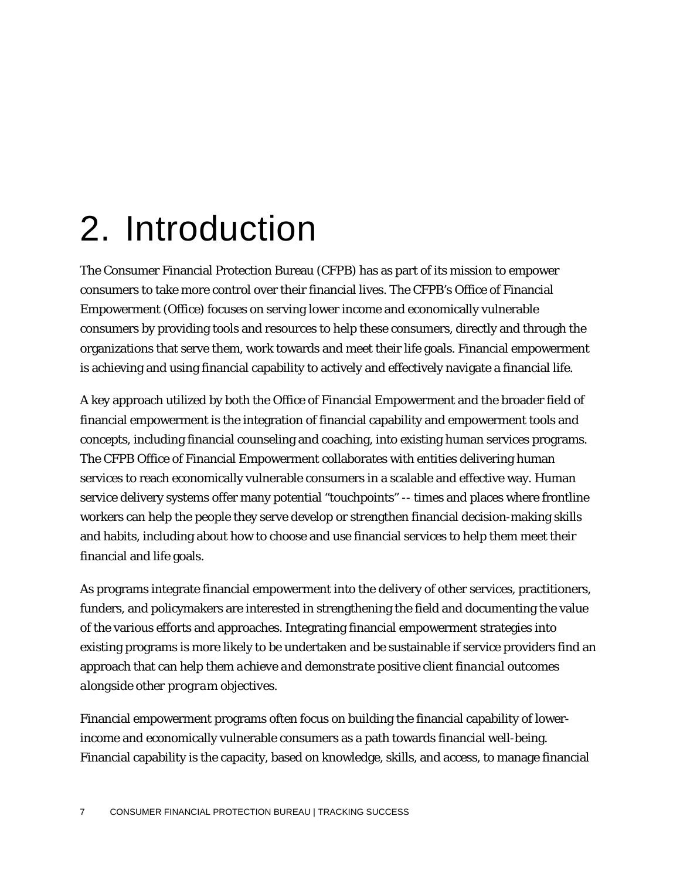# 2. Introduction

The Consumer Financial Protection Bureau (CFPB) has as part of its mission to empower consumers to take more control over their financial lives. The CFPB's Office of Financial Empowerment (Office) focuses on serving lower income and economically vulnerable consumers by providing tools and resources to help these consumers, directly and through the organizations that serve them, work towards and meet their life goals. Financial empowerment is achieving and using financial capability to actively and effectively navigate a financial life.

A key approach utilized by both the Office of Financial Empowerment and the broader field of financial empowerment is the integration of financial capability and empowerment tools and concepts, including financial counseling and coaching, into existing human services programs. The CFPB Office of Financial Empowerment collaborates with entities delivering human services to reach economically vulnerable consumers in a scalable and effective way. Human service delivery systems offer many potential "touchpoints" -- times and places where frontline workers can help the people they serve develop or strengthen financial decision-making skills and habits, including about how to choose and use financial services to help them meet their financial and life goals.

As programs integrate financial empowerment into the delivery of other services, practitioners, funders, and policymakers are interested in strengthening the field and documenting the value of the various efforts and approaches. Integrating financial empowerment strategies into existing programs is more likely to be undertaken and be sustainable if service providers find an approach that can help them *achieve and demonstrate* positive client *financial* outcomes *alongside other program* objectives.

Financial empowerment programs often focus on building the financial capability of lower-income and economically vulnerable consumers as a path towards financial well-being. Financial capability is the capacity, based on knowledge, skills, and access, to manage financial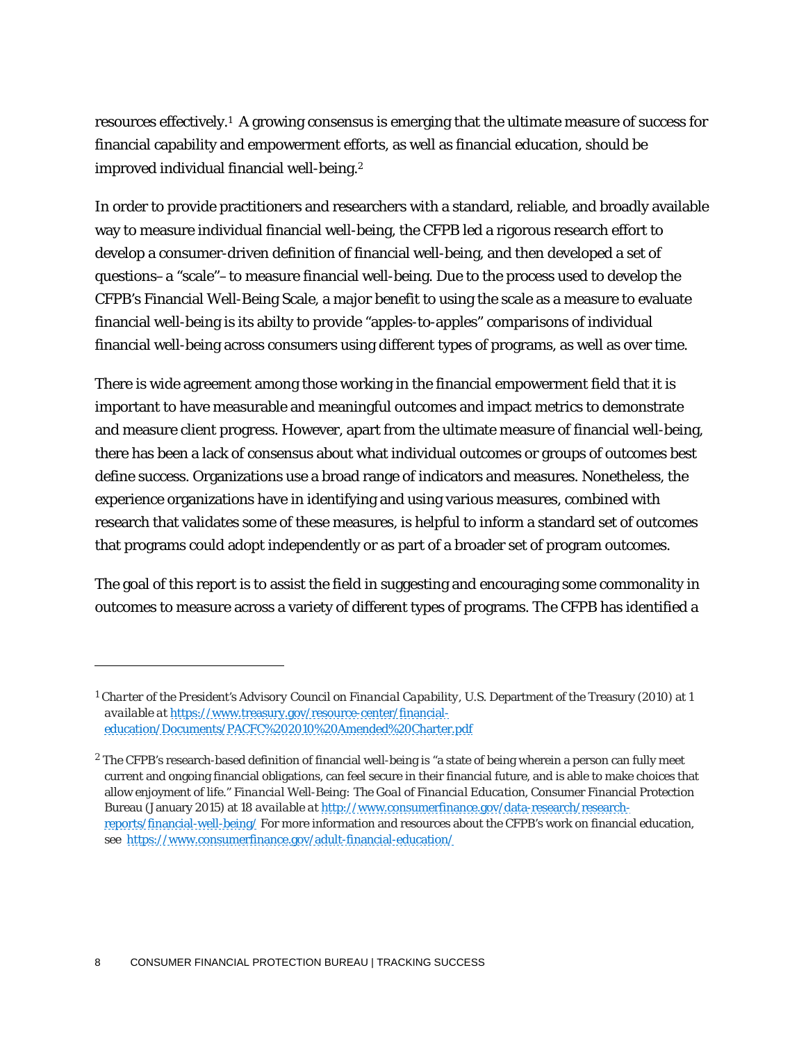resources effectively.[1] A growing consensus is emerging that the ultimate measure of success for financial capability and empowerment efforts, as well as financial education, should be improved individual financial well-being.[2]

In order to provide practitioners and researchers with a standard, reliable, and broadly available way to measure individual financial well-being, the CFPB led a rigorous research effort to develop a consumer-driven definition of financial well-being, and then developed a set of questions– a "scale"– to measure financial well-being. Due to the process used to develop the CFPB's Financial Well-Being Scale, a major benefit to using the scale as a measure to evaluate financial well-being is its abilty to provide "apples-to-apples" comparisons of individual financial well-being across consumers using different types of programs, as well as over time.

There is wide agreement among those working in the financial empowerment field that it is important to have measurable and meaningful outcomes and impact metrics to demonstrate and measure client progress. However, apart from the ultimate measure of financial well-being, there has been a lack of consensus about what individual outcomes or groups of outcomes best define success. Organizations use a broad range of indicators and measures. Nonetheless, the experience organizations have in identifying and using various measures, combined with research that validates some of these measures, is helpful to inform a standard set of outcomes that programs could adopt independently or as part of a broader set of program outcomes.

The goal of this report is to assist the field in suggesting and encouraging some commonality in outcomes to measure across a variety of different types of programs. The CFPB has identified a

---

[1] *Charter of the President's Advisory Council on Financial Capability*, U.S. Department of the Treasury (2010) at 1 *available at* https://www.treasury.gov/resource-center/financial-education/Documents/PACFC%202010%20Amended%20Charter.pdf

[2] The CFPB's research-based definition of financial well-being is "a state of being wherein a person can fully meet current and ongoing financial obligations, can feel secure in their financial future, and is able to make choices that allow enjoyment of life." *Financial Well-Being: The Goal of Financial Education*, Consumer Financial Protection Bureau (January 2015) at 18 *available at* http://www.consumerfinance.gov/data-research/research-reports/financial-well-being/ For more information and resources about the CFPB's work on financial education, see https://www.consumerfinance.gov/adult-financial-education/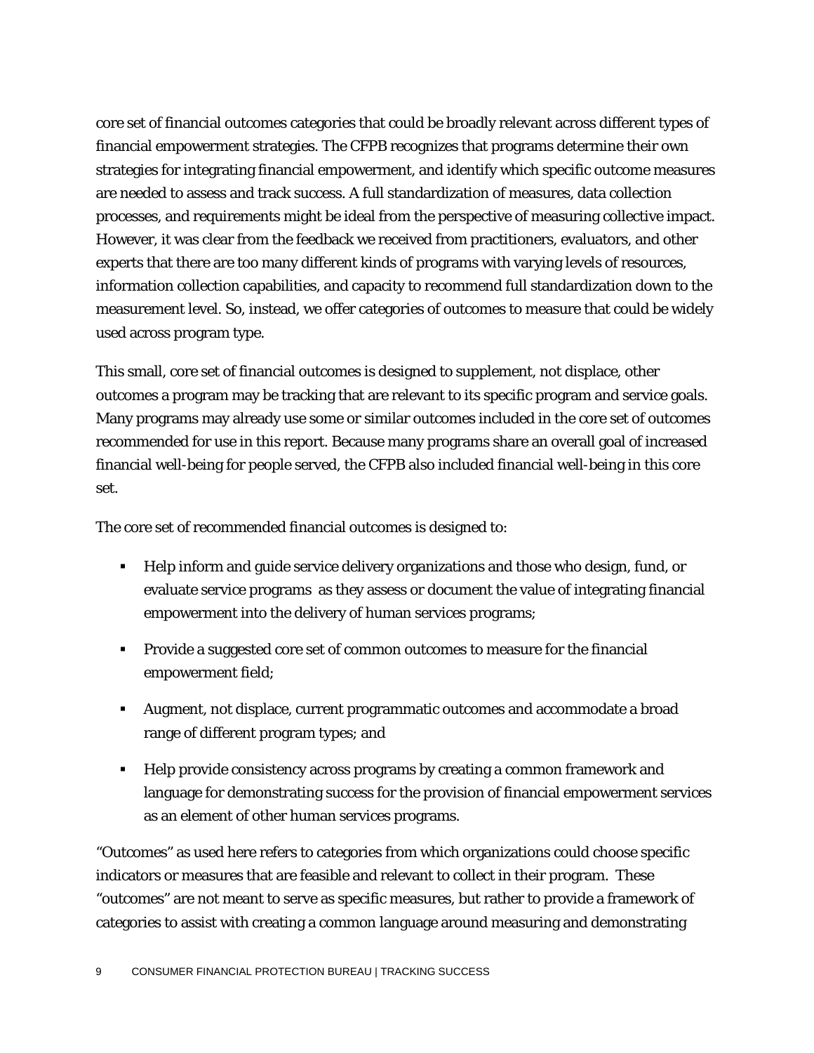core set of financial outcomes categories that could be broadly relevant across different types of financial empowerment strategies. The CFPB recognizes that programs determine their own strategies for integrating financial empowerment, and identify which specific outcome measures are needed to assess and track success. A full standardization of measures, data collection processes, and requirements might be ideal from the perspective of measuring collective impact. However, it was clear from the feedback we received from practitioners, evaluators, and other experts that there are too many different kinds of programs with varying levels of resources, information collection capabilities, and capacity to recommend full standardization down to the measurement level. So, instead, we offer categories of outcomes to measure that could be widely used across program type.

This small, core set of financial outcomes is designed to supplement, not displace, other outcomes a program may be tracking that are relevant to its specific program and service goals. Many programs may already use some or similar outcomes included in the core set of outcomes recommended for use in this report. Because many programs share an overall goal of increased financial well-being for people served, the CFPB also included financial well-being in this core set.

The core set of recommended financial outcomes is designed to:

- Help inform and guide service delivery organizations and those who design, fund, or evaluate service programs as they assess or document the value of integrating financial empowerment into the delivery of human services programs;
- Provide a suggested core set of common outcomes to measure for the financial empowerment field;
- Augment, not displace, current programmatic outcomes and accommodate a broad range of different program types; and
- Help provide consistency across programs by creating a common framework and language for demonstrating success for the provision of financial empowerment services as an element of other human services programs.

"Outcomes" as used here refers to categories from which organizations could choose specific indicators or measures that are feasible and relevant to collect in their program. These "outcomes" are not meant to serve as specific measures, but rather to provide a framework of categories to assist with creating a common language around measuring and demonstrating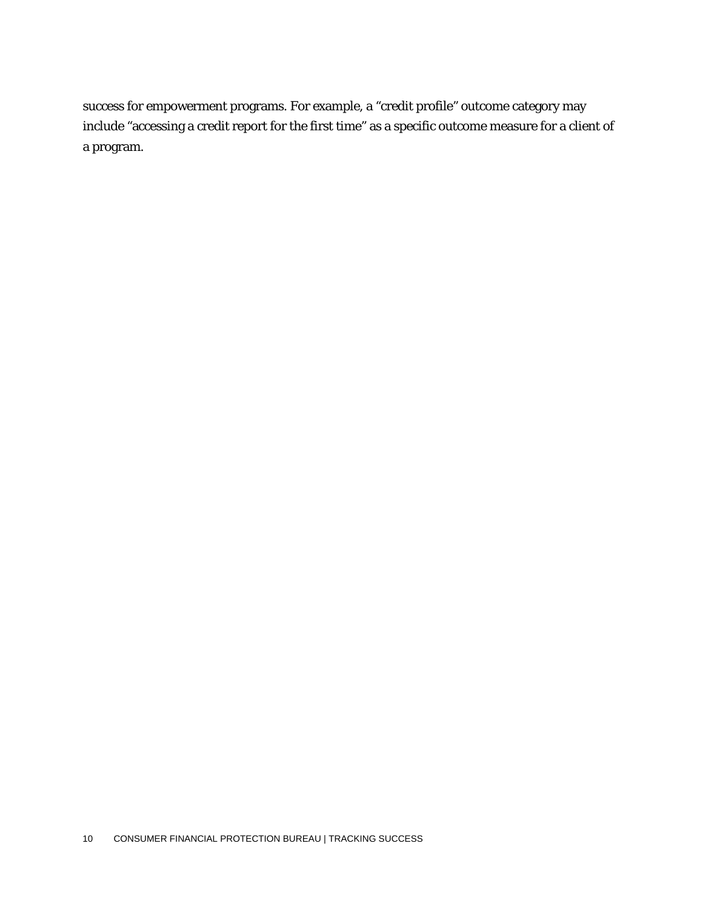success for empowerment programs. For example, a “credit profile” outcome category may include “accessing a credit report for the first time” as a specific outcome measure for a client of a program.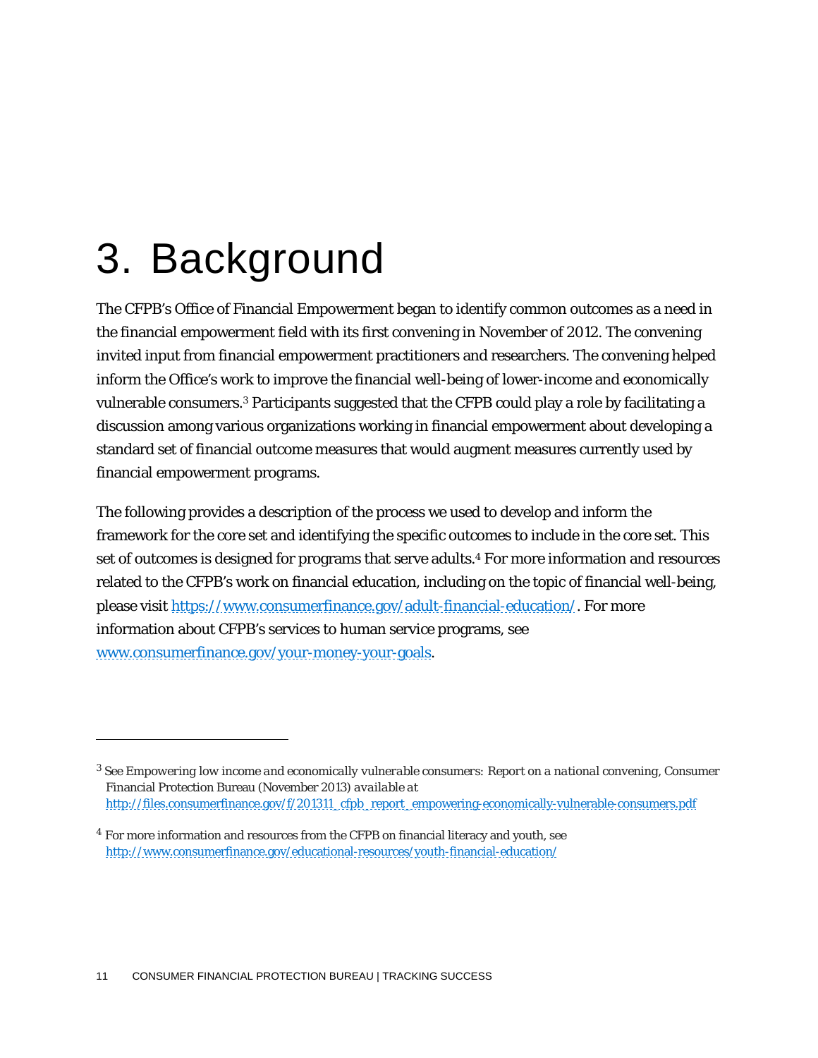# 3. Background

The CFPB's Office of Financial Empowerment began to identify common outcomes as a need in the financial empowerment field with its first convening in November of 2012. The convening invited input from financial empowerment practitioners and researchers. The convening helped inform the Office's work to improve the financial well-being of lower-income and economically vulnerable consumers.[3] Participants suggested that the CFPB could play a role by facilitating a discussion among various organizations working in financial empowerment about developing a standard set of financial outcome measures that would augment measures currently used by financial empowerment programs.

The following provides a description of the process we used to develop and inform the framework for the core set and identifying the specific outcomes to include in the core set. This set of outcomes is designed for programs that serve adults.[4] For more information and resources related to the CFPB's work on financial education, including on the topic of financial well-being, please visit https://www.consumerfinance.gov/adult-financial-education/. For more information about CFPB's services to human service programs, see www.consumerfinance.gov/your-money-your-goals.

---

[3] See *Empowering low income and economically vulnerable consumers: Report on a national convening*, Consumer Financial Protection Bureau (November 2013) *available at* http://files.consumerfinance.gov/f/201311_cfpb_report_empowering-economically-vulnerable-consumers.pdf

[4] For more information and resources from the CFPB on financial literacy and youth, see http://www.consumerfinance.gov/educational-resources/youth-financial-education/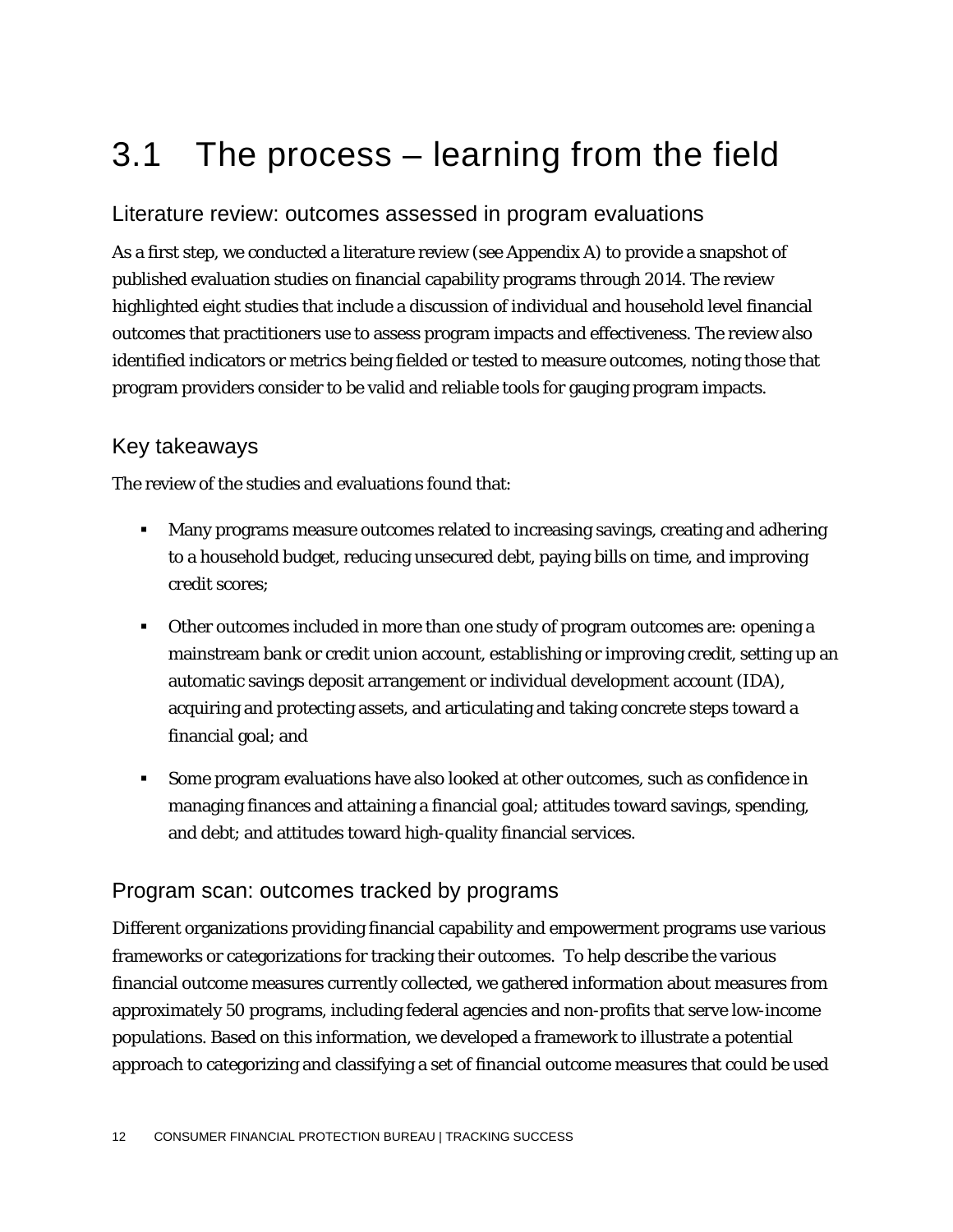# 3.1 The process – learning from the field

## Literature review: outcomes assessed in program evaluations

As a first step, we conducted a literature review (see Appendix A) to provide a snapshot of published evaluation studies on financial capability programs through 2014. The review highlighted eight studies that include a discussion of individual and household level financial outcomes that practitioners use to assess program impacts and effectiveness. The review also identified indicators or metrics being fielded or tested to measure outcomes, noting those that program providers consider to be valid and reliable tools for gauging program impacts.

## Key takeaways

The review of the studies and evaluations found that:

- Many programs measure outcomes related to increasing savings, creating and adhering to a household budget, reducing unsecured debt, paying bills on time, and improving credit scores;
- Other outcomes included in more than one study of program outcomes are: opening a mainstream bank or credit union account, establishing or improving credit, setting up an automatic savings deposit arrangement or individual development account (IDA), acquiring and protecting assets, and articulating and taking concrete steps toward a financial goal; and
- Some program evaluations have also looked at other outcomes, such as confidence in managing finances and attaining a financial goal; attitudes toward savings, spending, and debt; and attitudes toward high-quality financial services.

## Program scan: outcomes tracked by programs

Different organizations providing financial capability and empowerment programs use various frameworks or categorizations for tracking their outcomes. To help describe the various financial outcome measures currently collected, we gathered information about measures from approximately 50 programs, including federal agencies and non-profits that serve low-income populations. Based on this information, we developed a framework to illustrate a potential approach to categorizing and classifying a set of financial outcome measures that could be used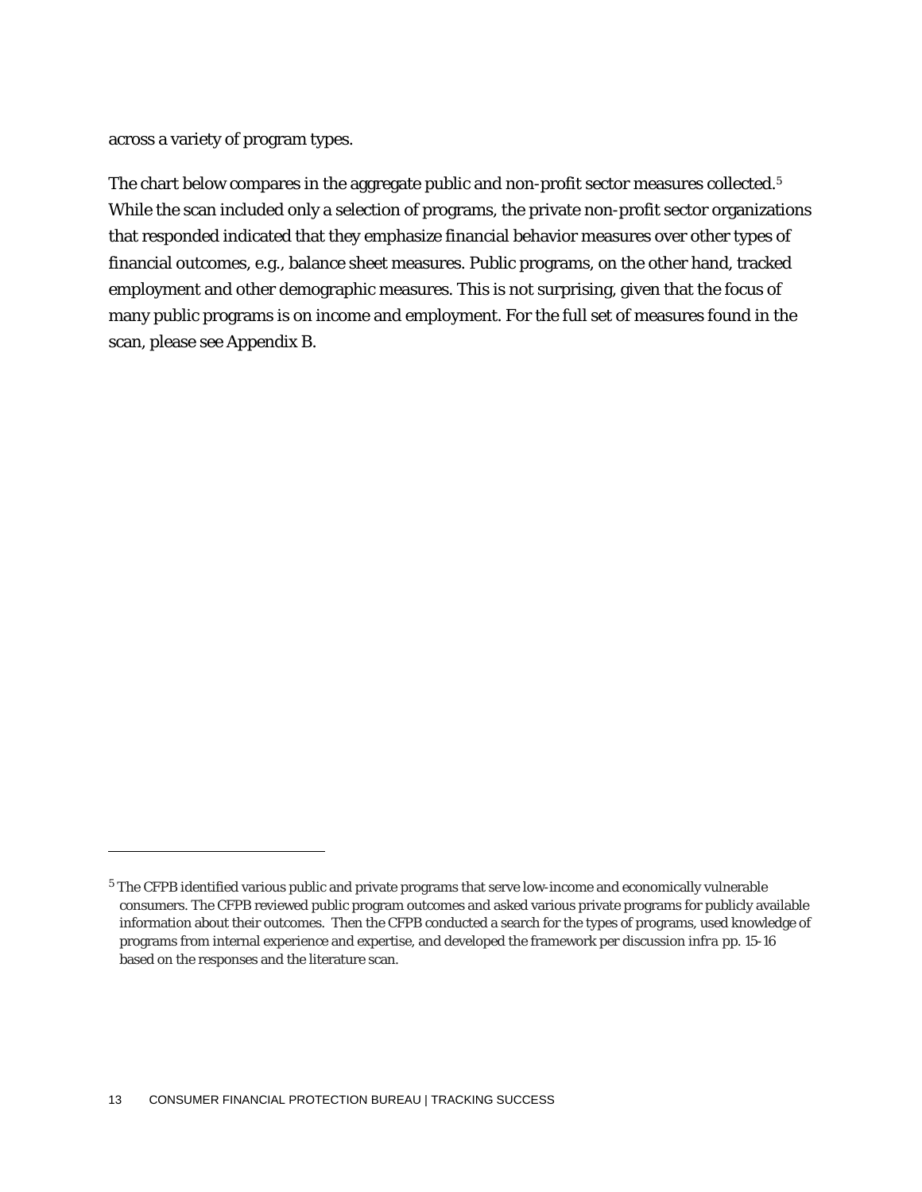across a variety of program types.

The chart below compares in the aggregate public and non-profit sector measures collected.[5] While the scan included only a selection of programs, the private non-profit sector organizations that responded indicated that they emphasize financial behavior measures over other types of financial outcomes, e.g., balance sheet measures. Public programs, on the other hand, tracked employment and other demographic measures. This is not surprising, given that the focus of many public programs is on income and employment. For the full set of measures found in the scan, please see Appendix B.

[5] The CFPB identified various public and private programs that serve low-income and economically vulnerable consumers. The CFPB reviewed public program outcomes and asked various private programs for publicly available information about their outcomes. Then the CFPB conducted a search for the types of programs, used knowledge of programs from internal experience and expertise, and developed the framework per discussion *infra* pp. 15-16 based on the responses and the literature scan.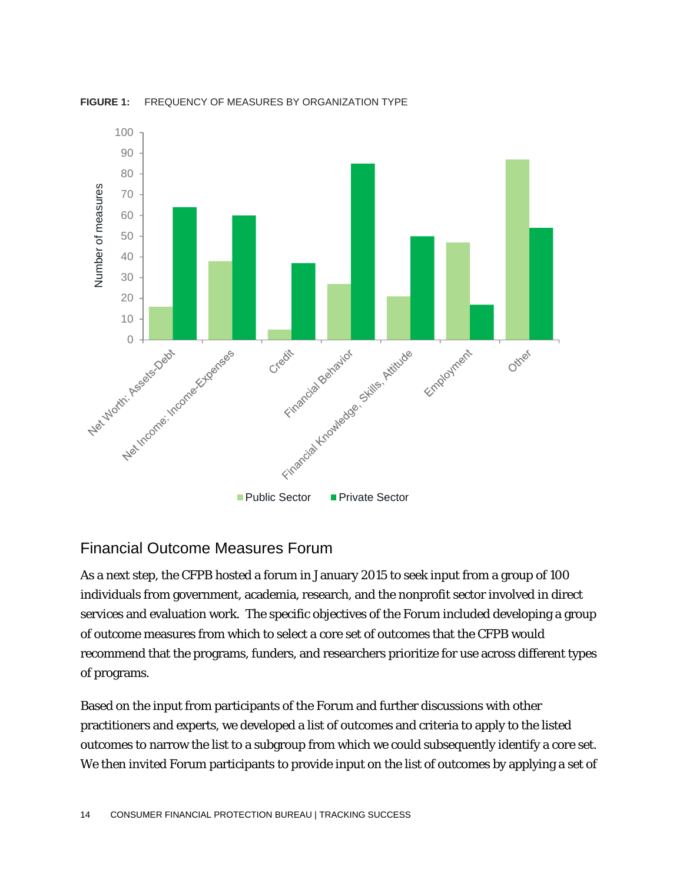**FIGURE 1:** FREQUENCY OF MEASURES BY ORGANIZATION TYPE

Number of measures

100
90
80
70
60
50
40
30
20
10
0

Net Worth: Assets-Debt
Net Income: Income-Expenses
Credit
Financial Behavior
Financial Knowledge, Skills, Attitude
Employment
Other

Public Sector
Private Sector

## Financial Outcome Measures Forum

As a next step, the CFPB hosted a forum in January 2015 to seek input from a group of 100 individuals from government, academia, research, and the nonprofit sector involved in direct services and evaluation work. The specific objectives of the Forum included developing a group of outcome measures from which to select a core set of outcomes that the CFPB would recommend that the programs, funders, and researchers prioritize for use across different types of programs.

Based on the input from participants of the Forum and further discussions with other practitioners and experts, we developed a list of outcomes and criteria to apply to the listed outcomes to narrow the list to a subgroup from which we could subsequently identify a core set. We then invited Forum participants to provide input on the list of outcomes by applying a set of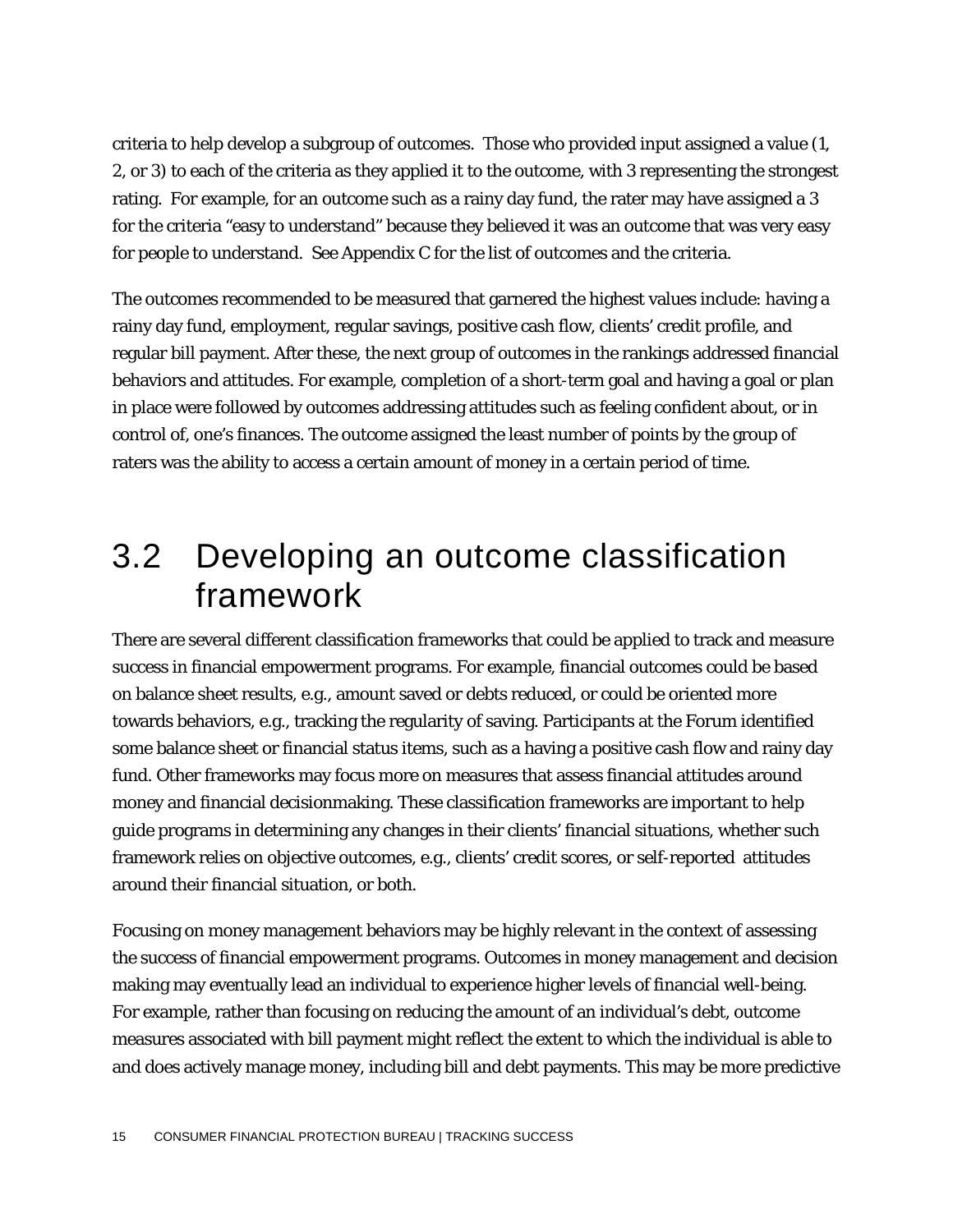criteria to help develop a subgroup of outcomes. Those who provided input assigned a value (1, 2, or 3) to each of the criteria as they applied it to the outcome, with 3 representing the strongest rating. For example, for an outcome such as a rainy day fund, the rater may have assigned a 3 for the criteria "easy to understand" because they believed it was an outcome that was very easy for people to understand. See Appendix C for the list of outcomes and the criteria.

The outcomes recommended to be measured that garnered the highest values include: having a rainy day fund, employment, regular savings, positive cash flow, clients' credit profile, and regular bill payment. After these, the next group of outcomes in the rankings addressed financial behaviors and attitudes. For example, completion of a short-term goal and having a goal or plan in place were followed by outcomes addressing attitudes such as feeling confident about, or in control of, one's finances. The outcome assigned the least number of points by the group of raters was the ability to access a certain amount of money in a certain period of time.

## 3.2 Developing an outcome classification framework

There are several different classification frameworks that could be applied to track and measure success in financial empowerment programs. For example, financial outcomes could be based on balance sheet results, e.g., amount saved or debts reduced, or could be oriented more towards behaviors, e.g., tracking the regularity of saving. Participants at the Forum identified some balance sheet or financial status items, such as a having a positive cash flow and rainy day fund. Other frameworks may focus more on measures that assess financial attitudes around money and financial decisionmaking. These classification frameworks are important to help guide programs in determining any changes in their clients' financial situations, whether such framework relies on objective outcomes, e.g., clients' credit scores, or self-reported attitudes around their financial situation, or both.

Focusing on money management behaviors may be highly relevant in the context of assessing the success of financial empowerment programs. Outcomes in money management and decision making may eventually lead an individual to experience higher levels of financial well-being. For example, rather than focusing on reducing the amount of an individual's debt, outcome measures associated with bill payment might reflect the extent to which the individual is able to and does actively manage money, including bill and debt payments. This may be more predictive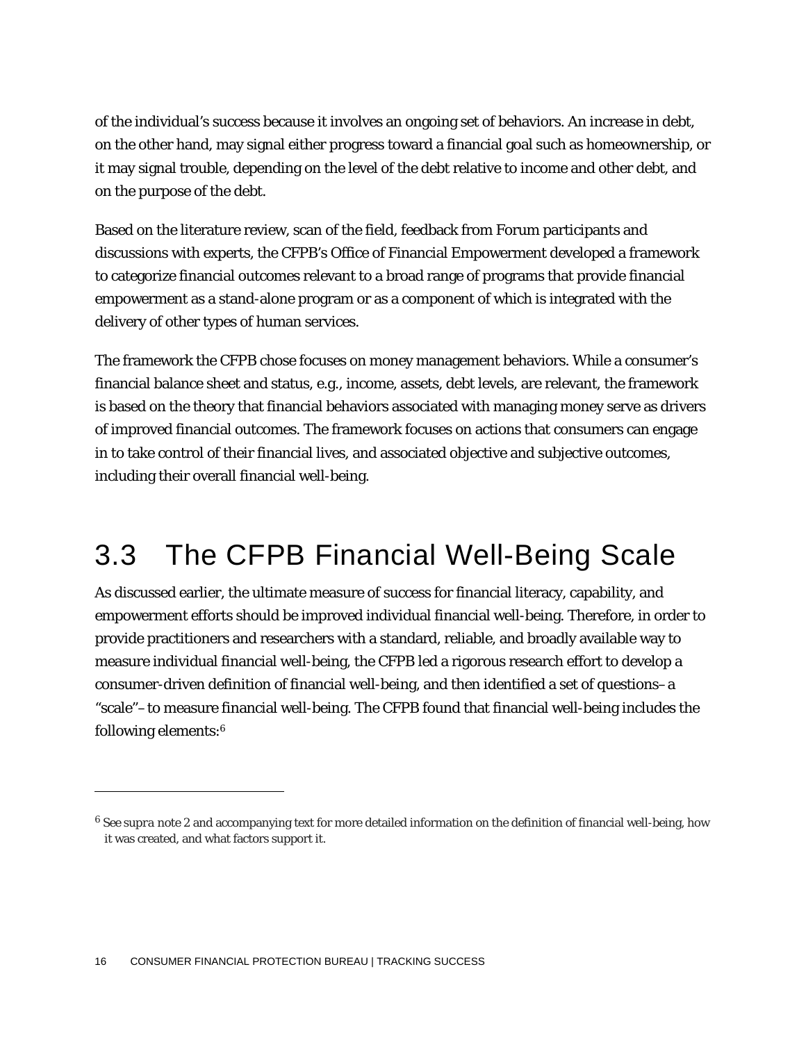of the individual's success because it involves an ongoing set of behaviors. An increase in debt, on the other hand, may signal either progress toward a financial goal such as homeownership, or it may signal trouble, depending on the level of the debt relative to income and other debt, and on the purpose of the debt.

Based on the literature review, scan of the field, feedback from Forum participants and discussions with experts, the CFPB's Office of Financial Empowerment developed a framework to categorize financial outcomes relevant to a broad range of programs that provide financial empowerment as a stand-alone program or as a component of which is integrated with the delivery of other types of human services.

The framework the CFPB chose focuses on money management behaviors. While a consumer's financial balance sheet and status, e.g., income, assets, debt levels, are relevant, the framework is based on the theory that financial behaviors associated with managing money serve as drivers of improved financial outcomes. The framework focuses on actions that consumers can engage in to take control of their financial lives, and associated objective and subjective outcomes, including their overall financial well-being.

## 3.3 The CFPB Financial Well-Being Scale

As discussed earlier, the ultimate measure of success for financial literacy, capability, and empowerment efforts should be improved individual financial well-being. Therefore, in order to provide practitioners and researchers with a standard, reliable, and broadly available way to measure individual financial well-being, the CFPB led a rigorous research effort to develop a consumer-driven definition of financial well-being, and then identified a set of questions– a "scale"– to measure financial well-being. The CFPB found that financial well-being includes the following elements:[6]

---

[6] See supra note 2 and accompanying text for more detailed information on the definition of financial well-being, how it was created, and what factors support it.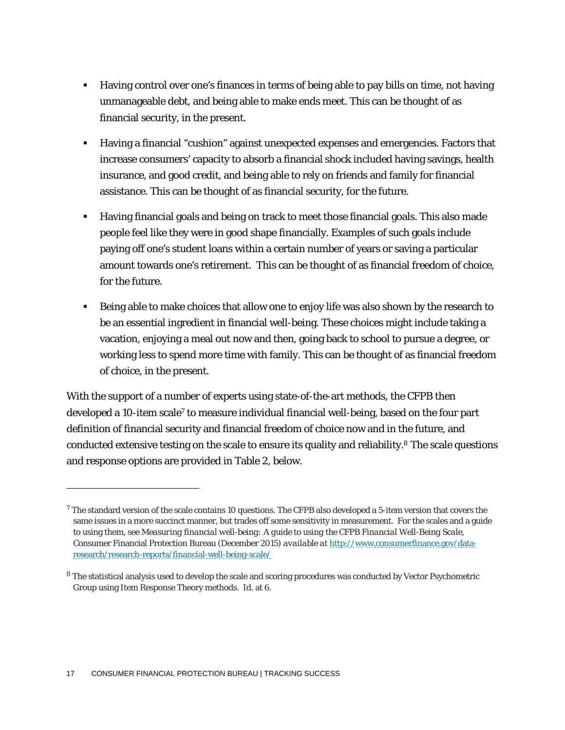- Having control over one's finances in terms of being able to pay bills on time, not having unmanageable debt, and being able to make ends meet. This can be thought of as financial security, in the present.

- Having a financial "cushion" against unexpected expenses and emergencies. Factors that increase consumers' capacity to absorb a financial shock included having savings, health insurance, and good credit, and being able to rely on friends and family for financial assistance. This can be thought of as financial security, for the future.

- Having financial goals and being on track to meet those financial goals. This also made people feel like they were in good shape financially. Examples of such goals include paying off one's student loans within a certain number of years or saving a particular amount towards one's retirement. This can be thought of as financial freedom of choice, for the future.

- Being able to make choices that allow one to enjoy life was also shown by the research to be an essential ingredient in financial well-being. These choices might include taking a vacation, enjoying a meal out now and then, going back to school to pursue a degree, or working less to spend more time with family. This can be thought of as financial freedom of choice, in the present.

With the support of a number of experts using state-of-the-art methods, the CFPB then developed a 10-item scale[7] to measure individual financial well-being, based on the four part definition of financial security and financial freedom of choice now and in the future, and conducted extensive testing on the scale to ensure its quality and reliability.[8] The scale questions and response options are provided in Table 2, below.

---

[7] The standard version of the scale contains 10 questions. The CFPB also developed a 5-item version that covers the same issues in a more succinct manner, but trades off some sensitivity in measurement. For the scales and a guide to using them, see *Measuring financial well-being: A guide to using the CFPB Financial Well-Being Scale*, Consumer Financial Protection Bureau (December 2015) *available at* http://www.consumerfinance.gov/data-research/research-reports/financial-well-being-scale/

[8] The statistical analysis used to develop the scale and scoring procedures was conducted by Vector Psychometric Group using Item Response Theory methods. *Id.* at 6.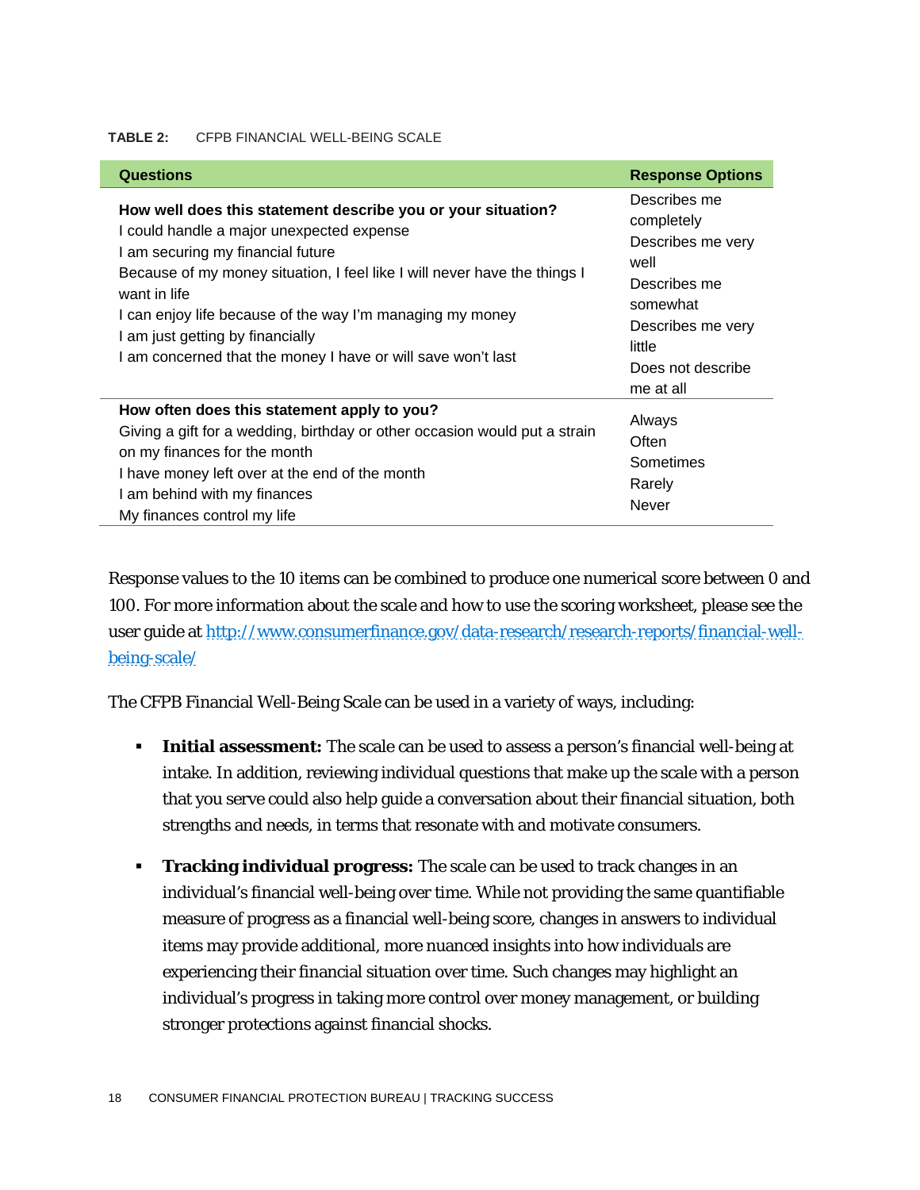**TABLE 2:** CFPB FINANCIAL WELL-BEING SCALE

| Questions | Response Options |
| --- | --- |
| **How well does this statement describe you or your situation?**<br>I could handle a major unexpected expense<br>I am securing my financial future<br>Because of my money situation, I feel like I will never have the things I want in life<br>I can enjoy life because of the way I'm managing my money<br>I am just getting by financially<br>I am concerned that the money I have or will save won't last | Describes me completely<br>Describes me very well<br>Describes me somewhat<br>Describes me very little<br>Does not describe me at all |
| **How often does this statement apply to you?**<br>Giving a gift for a wedding, birthday or other occasion would put a strain on my finances for the month<br>I have money left over at the end of the month<br>I am behind with my finances<br>My finances control my life | Always<br>Often<br>Sometimes<br>Rarely<br>Never |

Response values to the 10 items can be combined to produce one numerical score between 0 and 100. For more information about the scale and how to use the scoring worksheet, please see the user guide at http://www.consumerfinance.gov/data-research/research-reports/financial-well-being-scale/

The CFPB Financial Well-Being Scale can be used in a variety of ways, including:

- **Initial assessment:** The scale can be used to assess a person's financial well-being at intake. In addition, reviewing individual questions that make up the scale with a person that you serve could also help guide a conversation about their financial situation, both strengths and needs, in terms that resonate with and motivate consumers.
- **Tracking individual progress:** The scale can be used to track changes in an individual's financial well-being over time. While not providing the same quantifiable measure of progress as a financial well-being score, changes in answers to individual items may provide additional, more nuanced insights into how individuals are experiencing their financial situation over time. Such changes may highlight an individual's progress in taking more control over money management, or building stronger protections against financial shocks.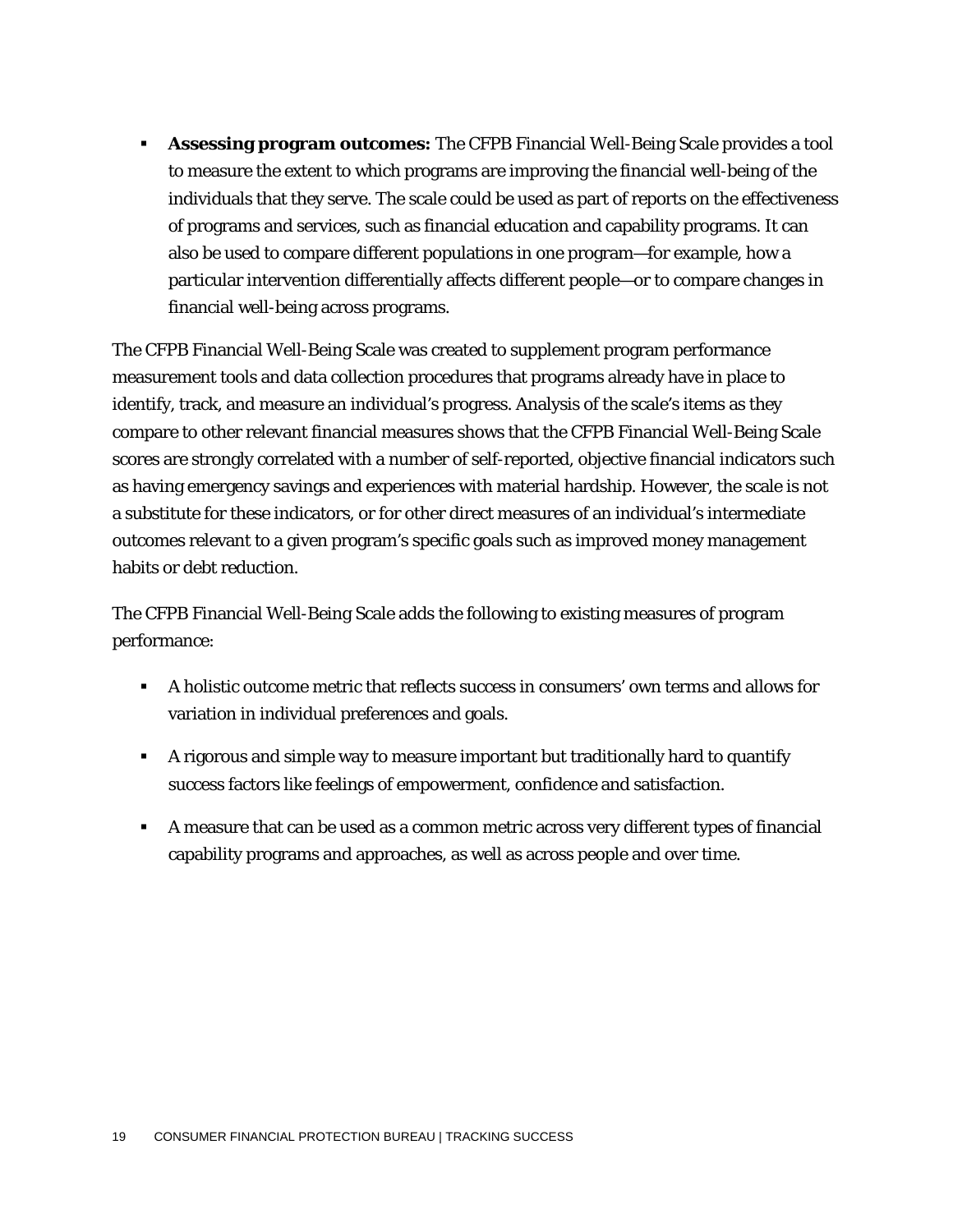- **Assessing program outcomes:** The CFPB Financial Well-Being Scale provides a tool to measure the extent to which programs are improving the financial well-being of the individuals that they serve. The scale could be used as part of reports on the effectiveness of programs and services, such as financial education and capability programs. It can also be used to compare different populations in one program—for example, how a particular intervention differentially affects different people—or to compare changes in financial well-being across programs.

The CFPB Financial Well-Being Scale was created to supplement program performance measurement tools and data collection procedures that programs already have in place to identify, track, and measure an individual's progress. Analysis of the scale's items as they compare to other relevant financial measures shows that the CFPB Financial Well-Being Scale scores are strongly correlated with a number of self-reported, objective financial indicators such as having emergency savings and experiences with material hardship. However, the scale is not a substitute for these indicators, or for other direct measures of an individual's intermediate outcomes relevant to a given program's specific goals such as improved money management habits or debt reduction.

The CFPB Financial Well-Being Scale adds the following to existing measures of program performance:

- A holistic outcome metric that reflects success in consumers' own terms and allows for variation in individual preferences and goals.
- A rigorous and simple way to measure important but traditionally hard to quantify success factors like feelings of empowerment, confidence and satisfaction.
- A measure that can be used as a common metric across very different types of financial capability programs and approaches, as well as across people and over time.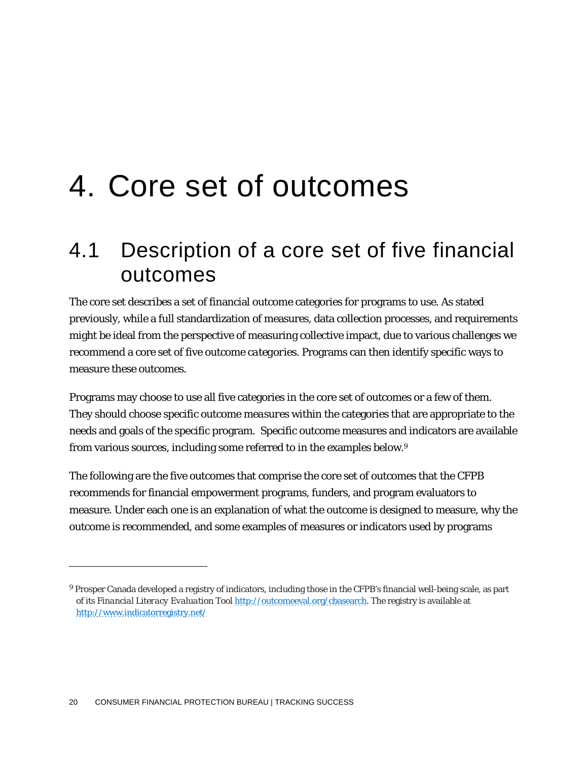# 4. Core set of outcomes

## 4.1 Description of a core set of five financial outcomes

The core set describes a set of financial outcome categories for programs to use. As stated previously, while a full standardization of measures, data collection processes, and requirements might be ideal from the perspective of measuring collective impact, due to various challenges we recommend a core set of five outcome *categories*. Programs can then identify specific ways to measure these outcomes.

Programs may choose to use all five categories in the core set of outcomes or a few of them. They should choose specific outcome *measures* within the categories that are appropriate to the needs and goals of the specific program. Specific outcome measures and indicators are available from various sources, including some referred to in the examples below.[9]

The following are the five outcomes that comprise the core set of outcomes that the CFPB recommends for financial empowerment programs, funders, and program evaluators to measure. Under each one is an explanation of what the outcome is designed to measure, why the outcome is recommended, and some examples of measures or indicators used by programs

---

[9] Prosper Canada developed a registry of indicators, including those in the CFPB's financial well-being scale, as part of its *Financial Literacy Evaluation Tool* http://outcomeeval.org/cbasearch. The registry is available at http://www.indicatorregistry.net/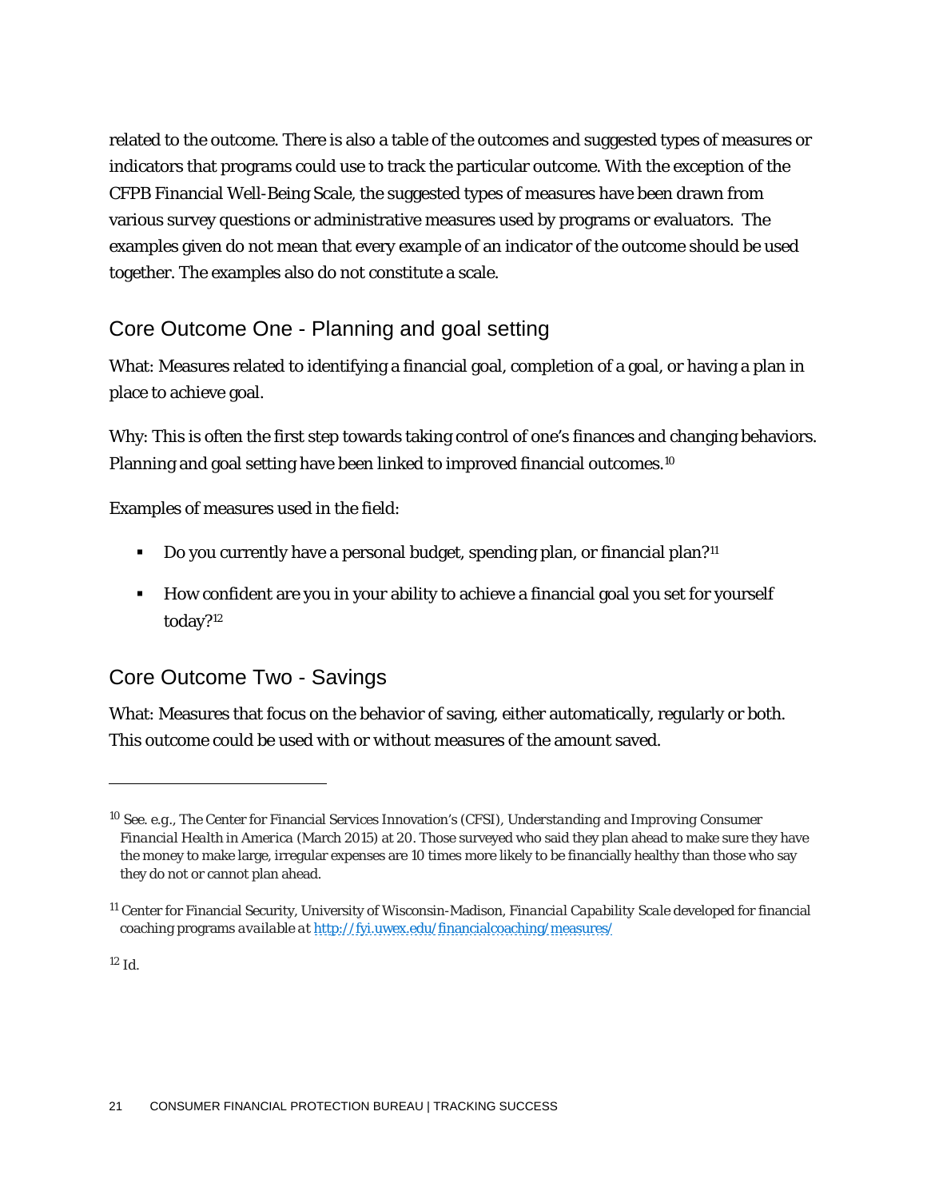related to the outcome. There is also a table of the outcomes and suggested types of measures or indicators that programs could use to track the particular outcome. With the exception of the CFPB Financial Well-Being Scale, the suggested types of measures have been drawn from various survey questions or administrative measures used by programs or evaluators. The examples given do not mean that every example of an indicator of the outcome should be used together. The examples also do not constitute a scale.

## Core Outcome One - Planning and goal setting

What: Measures related to identifying a financial goal, completion of a goal, or having a plan in place to achieve goal.

Why: This is often the first step towards taking control of one's finances and changing behaviors. Planning and goal setting have been linked to improved financial outcomes.[10]

Examples of measures used in the field:

- Do you currently have a personal budget, spending plan, or financial plan?[11]
- How confident are you in your ability to achieve a financial goal you set for yourself today?[12]

## Core Outcome Two - Savings

What: Measures that focus on the behavior of saving, either automatically, regularly or both. This outcome could be used with or without measures of the amount saved.

---

[10] *See. e.g.*, The Center for Financial Services Innovation's (CFSI), *Understanding and Improving Consumer Financial Health in America* (March 2015) at 20. Those surveyed who said they plan ahead to make sure they have the money to make large, irregular expenses are 10 times more likely to be financially healthy than those who say they do not or cannot plan ahead.

[11] Center for Financial Security, University of Wisconsin-Madison, *Financial Capability Scale* developed for financial coaching programs *available at* http://fyi.uwex.edu/financialcoaching/measures/

[12] *Id.*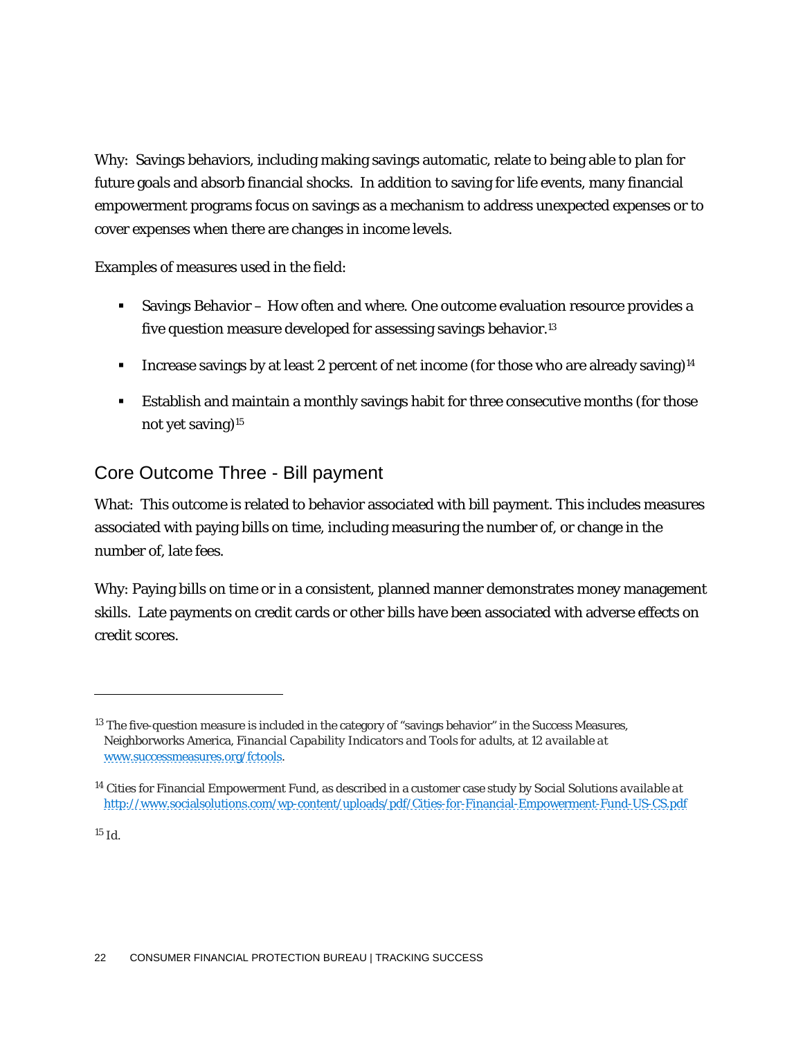Why: Savings behaviors, including making savings automatic, relate to being able to plan for future goals and absorb financial shocks. In addition to saving for life events, many financial empowerment programs focus on savings as a mechanism to address unexpected expenses or to cover expenses when there are changes in income levels.

Examples of measures used in the field:

- Savings Behavior – How often and where. One outcome evaluation resource provides a five question measure developed for assessing savings behavior.[13]
- Increase savings by at least 2 percent of net income (for those who are already saving)[14]
- Establish and maintain a monthly savings habit for three consecutive months (for those not yet saving)[15]

## Core Outcome Three - Bill payment

What: This outcome is related to behavior associated with bill payment. This includes measures associated with paying bills on time, including measuring the number of, or change in the number of, late fees.

Why: Paying bills on time or in a consistent, planned manner demonstrates money management skills. Late payments on credit cards or other bills have been associated with adverse effects on credit scores.

---

[13] The five-question measure is included in the category of "savings behavior" in the Success Measures, Neighborworks America, *Financial Capability Indicators and Tools for adults*, at 12 *available at* www.successmeasures.org/fctools.

[14] Cities for Financial Empowerment Fund, as described in a customer case study by Social Solutions *available at* http://www.socialsolutions.com/wp-content/uploads/pdf/Cities-for-Financial-Empowerment-Fund-US-CS.pdf

[15] Id.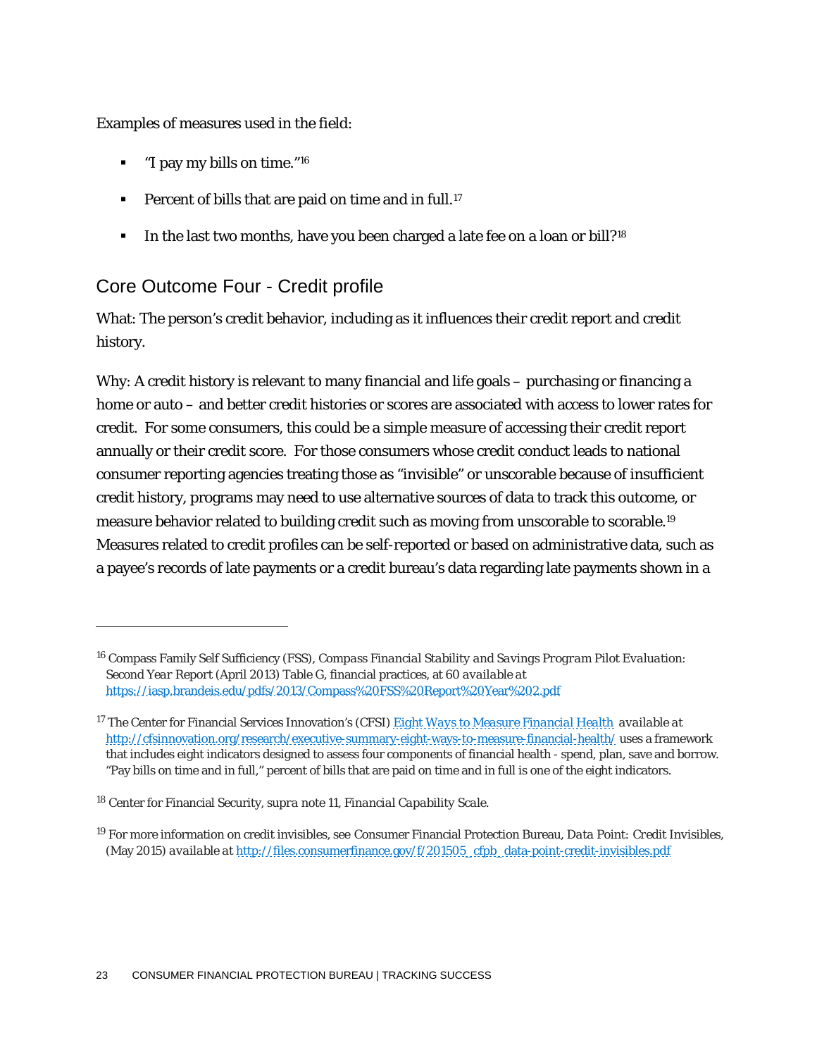Examples of measures used in the field:

- "I pay my bills on time."[16]
- Percent of bills that are paid on time and in full.[17]
- In the last two months, have you been charged a late fee on a loan or bill?[18]

## Core Outcome Four - Credit profile

What: The person's credit behavior, including as it influences their credit report and credit history.

Why: A credit history is relevant to many financial and life goals – purchasing or financing a home or auto – and better credit histories or scores are associated with access to lower rates for credit. For some consumers, this could be a simple measure of accessing their credit report annually or their credit score. For those consumers whose credit conduct leads to national consumer reporting agencies treating those as "invisible" or unscorable because of insufficient credit history, programs may need to use alternative sources of data to track this outcome, or measure behavior related to building credit such as moving from unscorable to scorable.[19] Measures related to credit profiles can be self-reported or based on administrative data, such as a payee's records of late payments or a credit bureau's data regarding late payments shown in a

---

[16] Compass Family Self Sufficiency (FSS), *Compass Financial Stability and Savings Program Pilot Evaluation: Second Year Report* (April 2013) Table G, financial practices, at 60 *available at* https://iasp.brandeis.edu/pdfs/2013/Compass%20FSS%20Report%20Year%202.pdf

[17] The Center for Financial Services Innovation's (CFSI) Eight Ways to Measure Financial Health *available at* http://cfsinnovation.org/research/executive-summary-eight-ways-to-measure-financial-health/ uses a framework that includes eight indicators designed to assess four components of financial health - spend, plan, save and borrow. "Pay bills on time and in full," percent of bills that are paid on time and in full is one of the eight indicators.

[18] Center for Financial Security, *supra* note 11, *Financial Capability Scale*.

[19] For more information on credit invisibles, see Consumer Financial Protection Bureau, *Data Point: Credit Invisibles*, (May 2015) *available at* http://files.consumerfinance.gov/f/201505_cfpb_data-point-credit-invisibles.pdf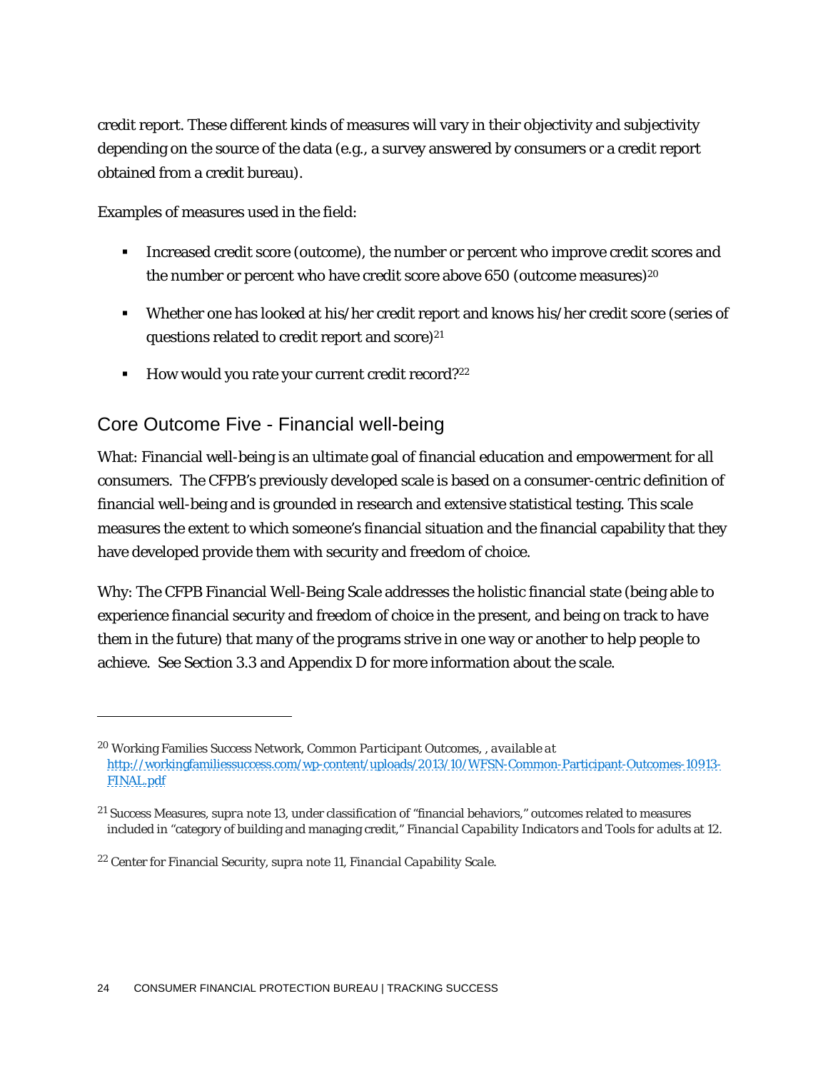credit report. These different kinds of measures will vary in their objectivity and subjectivity depending on the source of the data (e.g., a survey answered by consumers or a credit report obtained from a credit bureau).

Examples of measures used in the field:

- Increased credit score (outcome), the number or percent who improve credit scores and the number or percent who have credit score above 650 (outcome measures)[20]
- Whether one has looked at his/her credit report and knows his/her credit score (series of questions related to credit report and score)[21]
- How would you rate your current credit record?[22]

## Core Outcome Five - Financial well-being

What: Financial well-being is an ultimate goal of financial education and empowerment for all consumers. The CFPB's previously developed scale is based on a consumer-centric definition of financial well-being and is grounded in research and extensive statistical testing. This scale measures the extent to which someone's financial situation and the financial capability that they have developed provide them with security and freedom of choice.

Why: The CFPB Financial Well-Being Scale addresses the holistic financial state (being able to experience financial security and freedom of choice in the present, and being on track to have them in the future) that many of the programs strive in one way or another to help people to achieve. See Section 3.3 and Appendix D for more information about the scale.

---

[20] Working Families Success Network, *Common Participant Outcomes*, , *available at* http://workingfamiliessuccess.com/wp-content/uploads/2013/10/WFSN-Common-Participant-Outcomes-10913-FINAL.pdf

[21] Success Measures, *supra* note 13, under classification of "financial behaviors," outcomes related to measures included in "category of building and managing credit," *Financial Capability Indicators and Tools for adults* at 12.

[22] Center for Financial Security, *supra* note 11, *Financial Capability Scale*.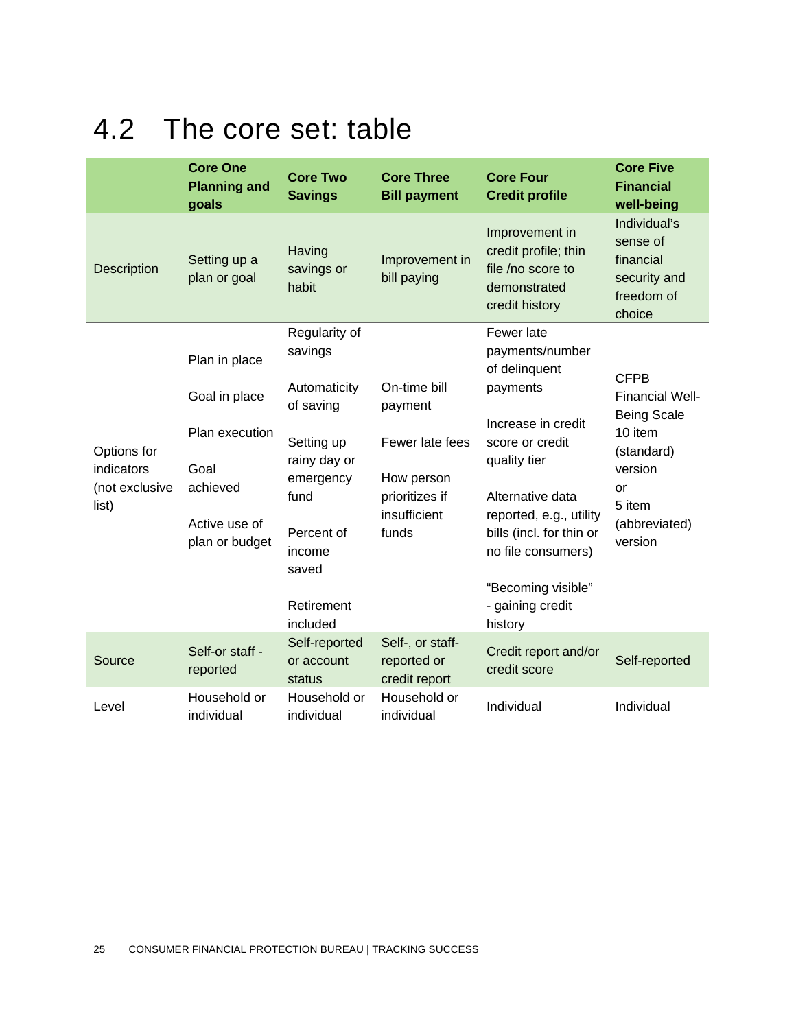## 4.2 The core set: table

| | Core One Planning and goals | Core Two Savings | Core Three Bill payment | Core Four Credit profile | Core Five Financial well-being |
|---|---|---|---|---|---|
| Description | Setting up a plan or goal | Having savings or habit | Improvement in bill paying | Improvement in credit profile; thin file /no score to demonstrated credit history | Individual's sense of financial security and freedom of choice |
| Options for indicators (not exclusive list) | Plan in place<br><br>Goal in place<br><br>Plan execution<br><br>Goal achieved<br><br>Active use of plan or budget | Regularity of savings<br><br>Automaticity of saving<br><br>Setting up rainy day or emergency fund<br><br>Percent of income saved<br><br>Retirement included | On-time bill payment<br><br>Fewer late fees<br><br>How person prioritizes if insufficient funds | Fewer late payments/number of delinquent payments<br><br>Increase in credit score or credit quality tier<br><br>Alternative data reported, e.g., utility bills (incl. for thin or no file consumers)<br><br>"Becoming visible" - gaining credit history | CFPB Financial Well-Being Scale 10 item (standard) version or 5 item (abbreviated) version |
| Source | Self-or staff - reported | Self-reported or account status | Self-, or staff-reported or credit report | Credit report and/or credit score | Self-reported |
| Level | Household or individual | Household or individual | Household or individual | Individual | Individual |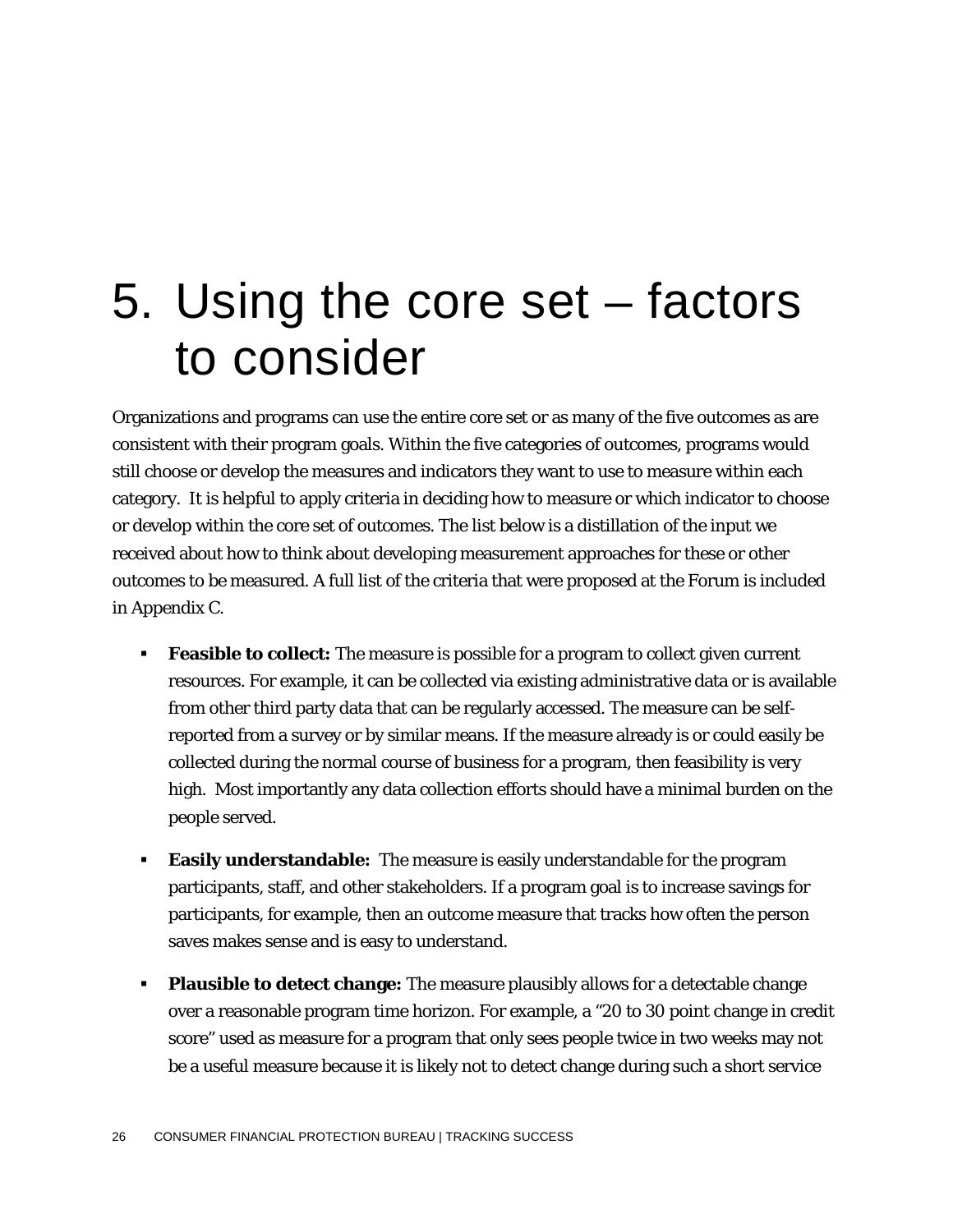# 5. Using the core set – factors to consider

Organizations and programs can use the entire core set or as many of the five outcomes as are consistent with their program goals. Within the five categories of outcomes, programs would still choose or develop the measures and indicators they want to use to measure within each category. It is helpful to apply criteria in deciding how to measure or which indicator to choose or develop within the core set of outcomes. The list below is a distillation of the input we received about how to think about developing measurement approaches for these or other outcomes to be measured. A full list of the criteria that were proposed at the Forum is included in Appendix C.

- **Feasible to collect:** The measure is possible for a program to collect given current resources. For example, it can be collected via existing administrative data or is available from other third party data that can be regularly accessed. The measure can be self-reported from a survey or by similar means. If the measure already is or could easily be collected during the normal course of business for a program, then feasibility is very high. Most importantly any data collection efforts should have a minimal burden on the people served.

- **Easily understandable:** The measure is easily understandable for the program participants, staff, and other stakeholders. If a program goal is to increase savings for participants, for example, then an outcome measure that tracks how often the person saves makes sense and is easy to understand.

- **Plausible to detect change:** The measure plausibly allows for a detectable change over a reasonable program time horizon. For example, a "20 to 30 point change in credit score" used as measure for a program that only sees people twice in two weeks may not be a useful measure because it is likely not to detect change during such a short service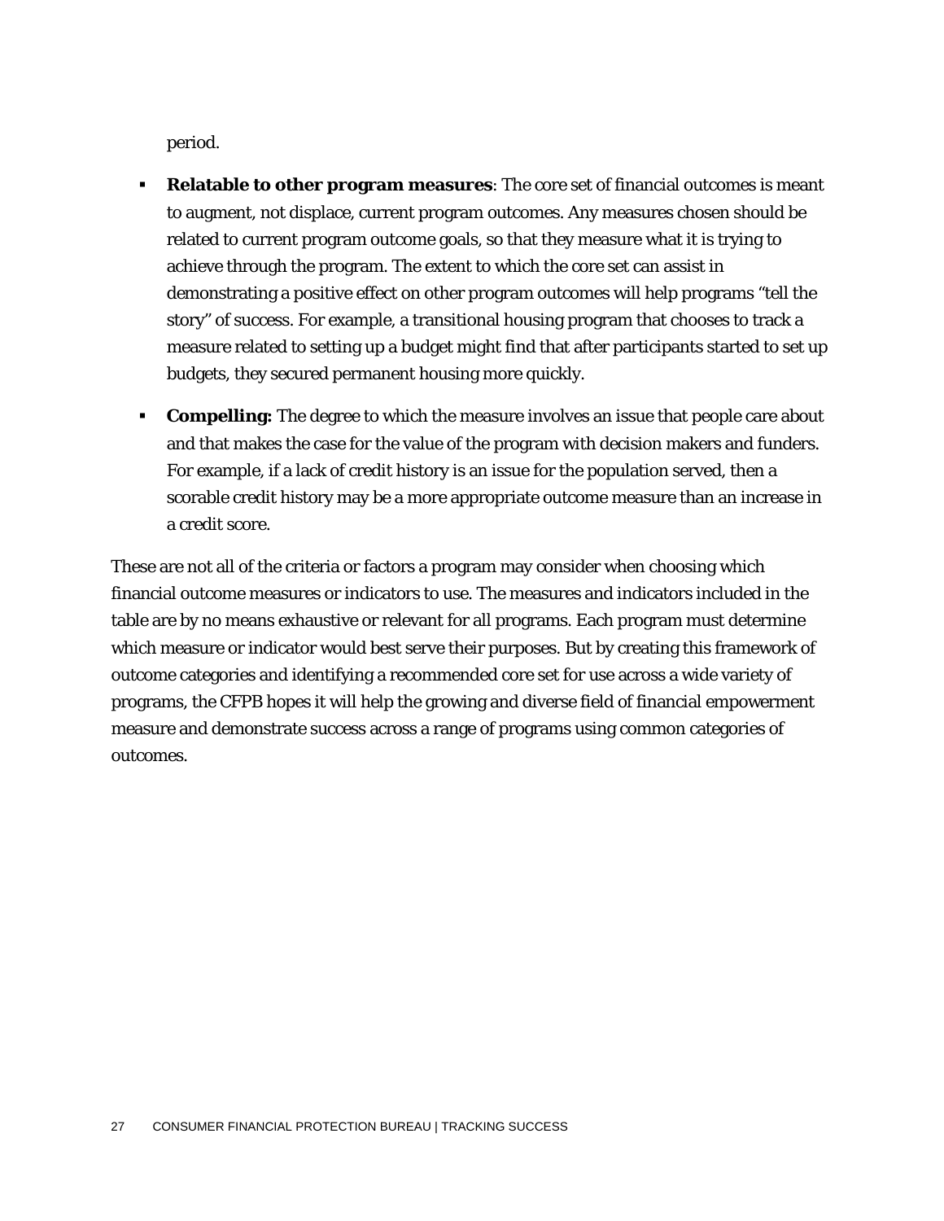period.

- **Relatable to other program measures**: The core set of financial outcomes is meant to augment, not displace, current program outcomes. Any measures chosen should be related to current program outcome goals, so that they measure what it is trying to achieve through the program. The extent to which the core set can assist in demonstrating a positive effect on other program outcomes will help programs "tell the story" of success. For example, a transitional housing program that chooses to track a measure related to setting up a budget might find that after participants started to set up budgets, they secured permanent housing more quickly.

- **Compelling:** The degree to which the measure involves an issue that people care about and that makes the case for the value of the program with decision makers and funders. For example, if a lack of credit history is an issue for the population served, then a scorable credit history may be a more appropriate outcome measure than an increase in a credit score.

These are not all of the criteria or factors a program may consider when choosing which financial outcome measures or indicators to use. The measures and indicators included in the table are by no means exhaustive or relevant for all programs. Each program must determine which measure or indicator would best serve their purposes. But by creating this framework of outcome categories and identifying a recommended core set for use across a wide variety of programs, the CFPB hopes it will help the growing and diverse field of financial empowerment measure and demonstrate success across a range of programs using common categories of outcomes.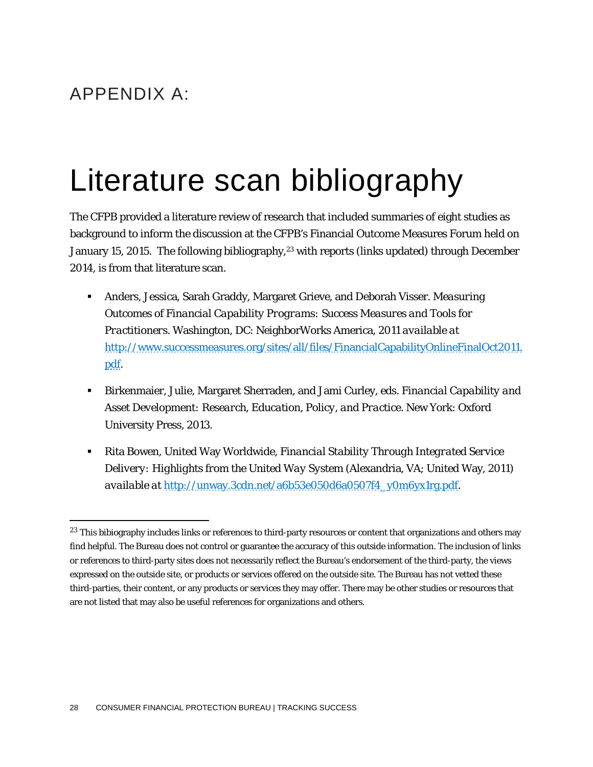# APPENDIX A:

# Literature scan bibliography

The CFPB provided a literature review of research that included summaries of eight studies as background to inform the discussion at the CFPB's Financial Outcome Measures Forum held on January 15, 2015. The following bibliography,[23] with reports (links updated) through December 2014, is from that literature scan.

- Anders, Jessica, Sarah Graddy, Margaret Grieve, and Deborah Visser. *Measuring Outcomes of Financial Capability Programs: Success Measures and Tools for Practitioners*. Washington, DC: NeighborWorks America, 2011 *available at* http://www.successmeasures.org/sites/all/files/FinancialCapabilityOnlineFinalOct2011.pdf.

- Birkenmaier, Julie, Margaret Sherraden, and Jami Curley, eds. *Financial Capability and Asset Development: Research, Education, Policy, and Practice*. New York: Oxford University Press, 2013.

- Rita Bowen, United Way Worldwide, *Financial Stability Through Integrated Service Delivery: Highlights from the United Way System* (Alexandria, VA; United Way, 2011) *available at* http://unway.3cdn.net/a6b53e050d6a0507f4_y0m6yx1rg.pdf.

[23] This bibiography includes links or references to third-party resources or content that organizations and others may find helpful. The Bureau does not control or guarantee the accuracy of this outside information. The inclusion of links or references to third-party sites does not necessarily reflect the Bureau's endorsement of the third-party, the views expressed on the outside site, or products or services offered on the outside site. The Bureau has not vetted these third-parties, their content, or any products or services they may offer. There may be other studies or resources that are not listed that may also be useful references for organizations and others.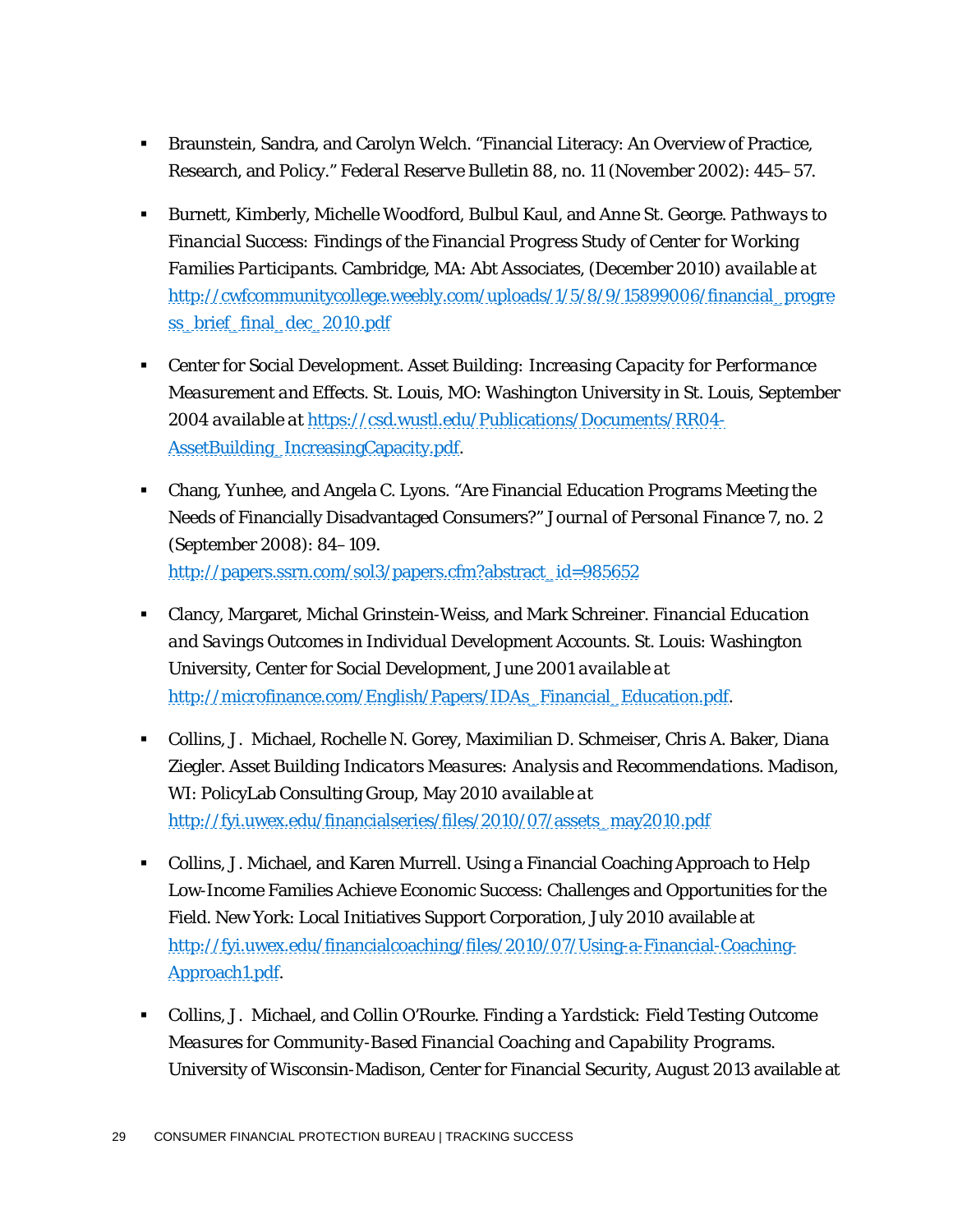- Braunstein, Sandra, and Carolyn Welch. "Financial Literacy: An Overview of Practice, Research, and Policy." *Federal Reserve Bulletin* 88, no. 11 (November 2002): 445–57.

- Burnett, Kimberly, Michelle Woodford, Bulbul Kaul, and Anne St. George. *Pathways to Financial Success: Findings of the Financial Progress Study of Center for Working Families Participants*. Cambridge, MA: Abt Associates, (December 2010) *available at* http://cwfcommunitycollege.weebly.com/uploads/1/5/8/9/15899006/financial_progress_brief_final_dec_2010.pdf

- Center for Social Development. *Asset Building: Increasing Capacity for Performance Measurement and Effects*. St. Louis, MO: Washington University in St. Louis, September 2004 *available at* https://csd.wustl.edu/Publications/Documents/RR04-AssetBuilding_IncreasingCapacity.pdf.

- Chang, Yunhee, and Angela C. Lyons. "Are Financial Education Programs Meeting the Needs of Financially Disadvantaged Consumers?" *Journal of Personal Finance* 7, no. 2 (September 2008): 84–109. http://papers.ssrn.com/sol3/papers.cfm?abstract_id=985652

- Clancy, Margaret, Michal Grinstein-Weiss, and Mark Schreiner. *Financial Education and Savings Outcomes in Individual Development Accounts*. St. Louis: Washington University, Center for Social Development, June 2001 *available at* http://microfinance.com/English/Papers/IDAs_Financial_Education.pdf.

- Collins, J. Michael, Rochelle N. Gorey, Maximilian D. Schmeiser, Chris A. Baker, Diana Ziegler. *Asset Building Indicators Measures: Analysis and Recommendations*. Madison, WI: PolicyLab Consulting Group, May 2010 *available at* http://fyi.uwex.edu/financialseries/files/2010/07/assets_may2010.pdf

- Collins, J. Michael, and Karen Murrell. Using a Financial Coaching Approach to Help Low-Income Families Achieve Economic Success: Challenges and Opportunities for the Field. New York: Local Initiatives Support Corporation, July 2010 available at http://fyi.uwex.edu/financialcoaching/files/2010/07/Using-a-Financial-Coaching-Approach1.pdf.

- Collins, J. Michael, and Collin O'Rourke. *Finding a Yardstick: Field Testing Outcome Measures for Community-Based Financial Coaching and Capability Programs*. University of Wisconsin-Madison, Center for Financial Security, August 2013 available at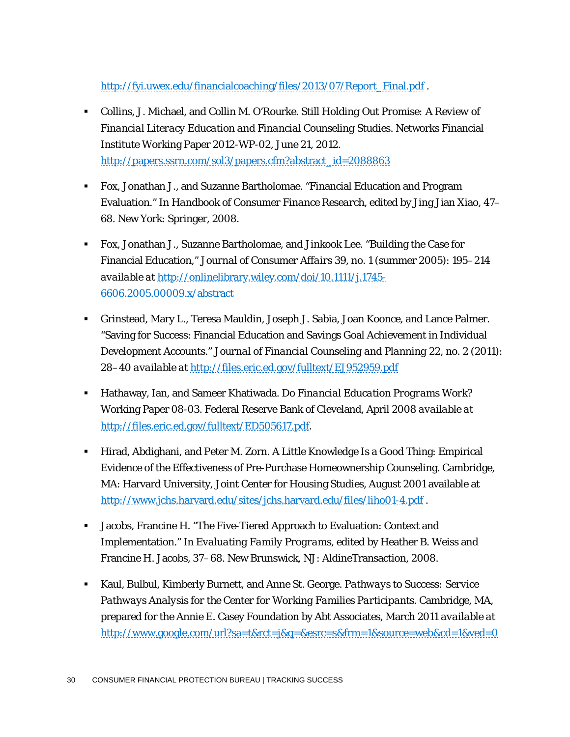http://fyi.uwex.edu/financialcoaching/files/2013/07/Report_Final.pdf .

- Collins, J. Michael, and Collin M. O'Rourke. *Still Holding Out Promise: A Review of Financial Literacy Education and Financial Counseling Studies*. Networks Financial Institute Working Paper 2012-WP-02, June 21, 2012. http://papers.ssrn.com/sol3/papers.cfm?abstract_id=2088863

- Fox, Jonathan J., and Suzanne Bartholomae. "Financial Education and Program Evaluation." In *Handbook of Consumer Finance Research*, edited by Jing Jian Xiao, 47–68. New York: Springer, 2008.

- Fox, Jonathan J., Suzanne Bartholomae, and Jinkook Lee. "Building the Case for Financial Education," *Journal of Consumer Affairs* 39, no. 1 (summer 2005): 195–214 *available at* http://onlinelibrary.wiley.com/doi/10.1111/j.1745-6606.2005.00009.x/abstract

- Grinstead, Mary L., Teresa Mauldin, Joseph J. Sabia, Joan Koonce, and Lance Palmer. "Saving for Success: Financial Education and Savings Goal Achievement in Individual Development Accounts." *Journal of Financial Counseling and Planning* 22, no. 2 (2011): 28–40 *available at* http://files.eric.ed.gov/fulltext/EJ952959.pdf

- Hathaway, Ian, and Sameer Khatiwada. *Do Financial Education Programs Work?* Working Paper 08-03. Federal Reserve Bank of Cleveland, April 2008 *available at* http://files.eric.ed.gov/fulltext/ED505617.pdf.

- Hirad, Abdighani, and Peter M. Zorn. A Little Knowledge Is a Good Thing: Empirical Evidence of the Effectiveness of Pre-Purchase Homeownership Counseling. Cambridge, MA: Harvard University, Joint Center for Housing Studies, August 2001 available at http://www.jchs.harvard.edu/sites/jchs.harvard.edu/files/liho01-4.pdf .

- Jacobs, Francine H. "The Five-Tiered Approach to Evaluation: Context and Implementation." In *Evaluating Family Programs*, edited by Heather B. Weiss and Francine H. Jacobs, 37–68. New Brunswick, NJ: AldineTransaction, 2008.

- Kaul, Bulbul, Kimberly Burnett, and Anne St. George. *Pathways to Success: Service Pathways Analysis for the Center for Working Families Participants*. Cambridge, MA, prepared for the Annie E. Casey Foundation by Abt Associates, March 2011 *available at* http://www.google.com/url?sa=t&rct=j&q=&esrc=s&frm=1&source=web&cd=1&ved=0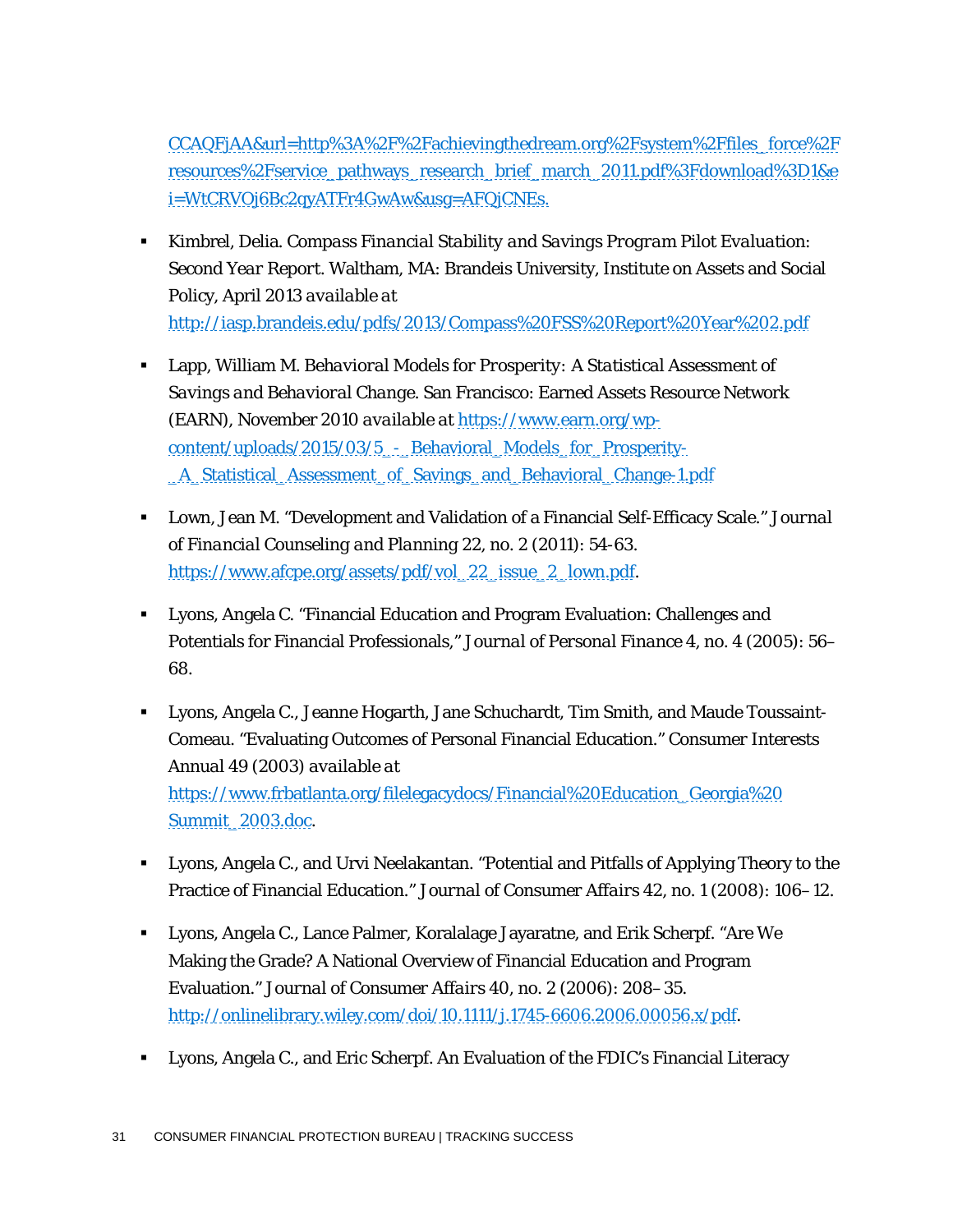CCAQFjAA&url=http%3A%2F%2Fachievingthedream.org%2Fsystem%2Ffiles_force%2Fresources%2Fservice_pathways_research_brief_march_2011.pdf%3Fdownload%3D1&ei=WtCRVOj6Bc2qyATFr4GwAw&usg=AFQjCNEs.

- Kimbrel, Delia. *Compass Financial Stability and Savings Program Pilot Evaluation: Second Year Report*. Waltham, MA: Brandeis University, Institute on Assets and Social Policy, April 2013 *available at* http://iasp.brandeis.edu/pdfs/2013/Compass%20FSS%20Report%20Year%202.pdf

- Lapp, William M. *Behavioral Models for Prosperity: A Statistical Assessment of Savings and Behavioral Change*. San Francisco: Earned Assets Resource Network (EARN), November 2010 *available at* https://www.earn.org/wp-content/uploads/2015/03/5_-_Behavioral_Models_for_Prosperity-_A_Statistical_Assessment_of_Savings_and_Behavioral_Change-1.pdf

- Lown, Jean M. "Development and Validation of a Financial Self-Efficacy Scale." *Journal of Financial Counseling and Planning* 22, no. 2 (2011): 54-63. https://www.afcpe.org/assets/pdf/vol_22_issue_2_lown.pdf.

- Lyons, Angela C. "Financial Education and Program Evaluation: Challenges and Potentials for Financial Professionals," *Journal of Personal Finance* 4, no. 4 (2005): 56–68.

- Lyons, Angela C., Jeanne Hogarth, Jane Schuchardt, Tim Smith, and Maude Toussaint-Comeau. "Evaluating Outcomes of Personal Financial Education." *Consumer Interests Annual* 49 (2003) *available at* https://www.frbatlanta.org/filelegacydocs/Financial%20Education_Georgia%20Summit_2003.doc.

- Lyons, Angela C., and Urvi Neelakantan. "Potential and Pitfalls of Applying Theory to the Practice of Financial Education." *Journal of Consumer Affairs* 42, no. 1 (2008): 106–12.

- Lyons, Angela C., Lance Palmer, Koralalage Jayaratne, and Erik Scherpf. "Are We Making the Grade? A National Overview of Financial Education and Program Evaluation." *Journal of Consumer Affairs* 40, no. 2 (2006): 208–35. http://onlinelibrary.wiley.com/doi/10.1111/j.1745-6606.2006.00056.x/pdf.

- Lyons, Angela C., and Eric Scherpf. An Evaluation of the FDIC's Financial Literacy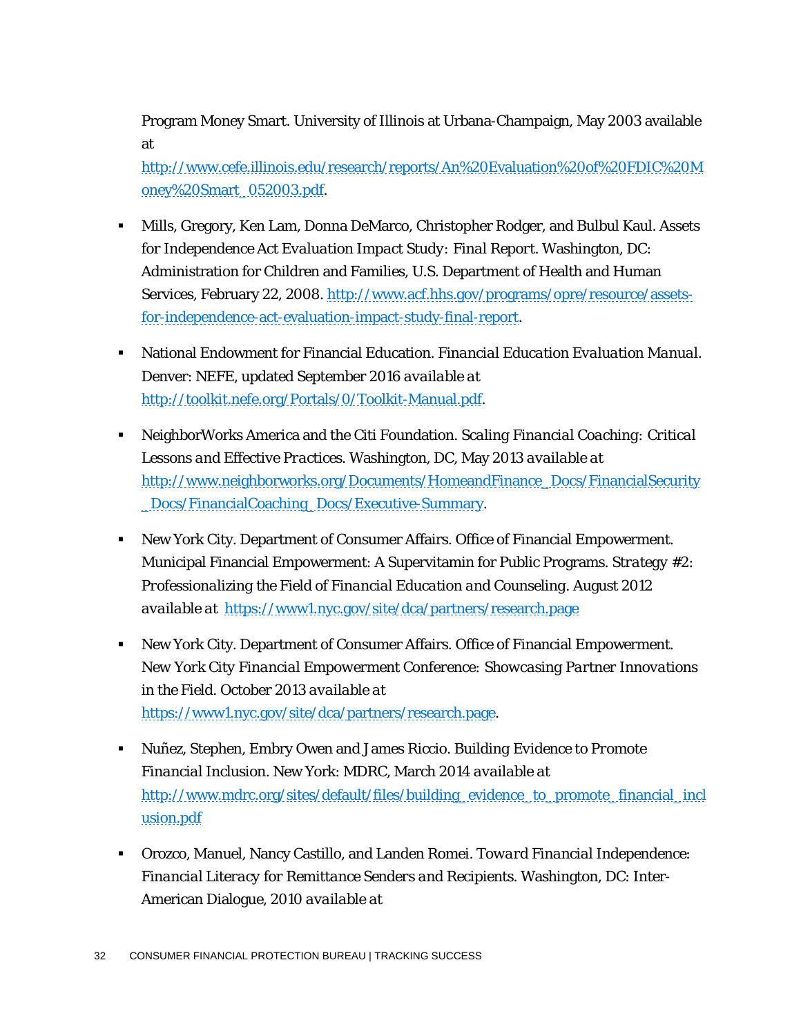Program Money Smart. University of Illinois at Urbana-Champaign, May 2003 available at http://www.cefe.illinois.edu/research/reports/An%20Evaluation%20of%20FDIC%20Money%20Smart_052003.pdf.

- Mills, Gregory, Ken Lam, Donna DeMarco, Christopher Rodger, and Bulbul Kaul. Assets for Independence Act *Evaluation Impact Study: Final Report*. Washington, DC: Administration for Children and Families, U.S. Department of Health and Human Services, February 22, 2008. http://www.acf.hhs.gov/programs/opre/resource/assets-for-independence-act-evaluation-impact-study-final-report.

- National Endowment for Financial Education. *Financial Education Evaluation Manual*. Denver: NEFE, updated September 2016 *available at* http://toolkit.nefe.org/Portals/0/Toolkit-Manual.pdf.

- NeighborWorks America and the Citi Foundation. *Scaling Financial Coaching: Critical Lessons and Effective Practices*. Washington, DC, May 2013 *available at* http://www.neighborworks.org/Documents/HomeandFinance_Docs/FinancialSecurity_Docs/FinancialCoaching_Docs/Executive-Summary.

- New York City. Department of Consumer Affairs. Office of Financial Empowerment. Municipal Financial Empowerment: A Supervitamin for Public Programs. *Strategy #2: Professionalizing the Field of Financial Education and Counseling*. August 2012 *available at* https://www1.nyc.gov/site/dca/partners/research.page

- New York City. Department of Consumer Affairs. Office of Financial Empowerment. *New York City Financial Empowerment Conference: Showcasing Partner Innovations in the Field*. October 2013 *available at* https://www1.nyc.gov/site/dca/partners/research.page.

- Nuñez, Stephen, Embry Owen and James Riccio. *Building Evidence to Promote Financial Inclusion*. New York: MDRC, March 2014 *available at* http://www.mdrc.org/sites/default/files/building_evidence_to_promote_financial_inclusion.pdf

- Orozco, Manuel, Nancy Castillo, and Landen Romei. *Toward Financial Independence: Financial Literacy for Remittance Senders and Recipients*. Washington, DC: Inter-American Dialogue, 2010 *available at*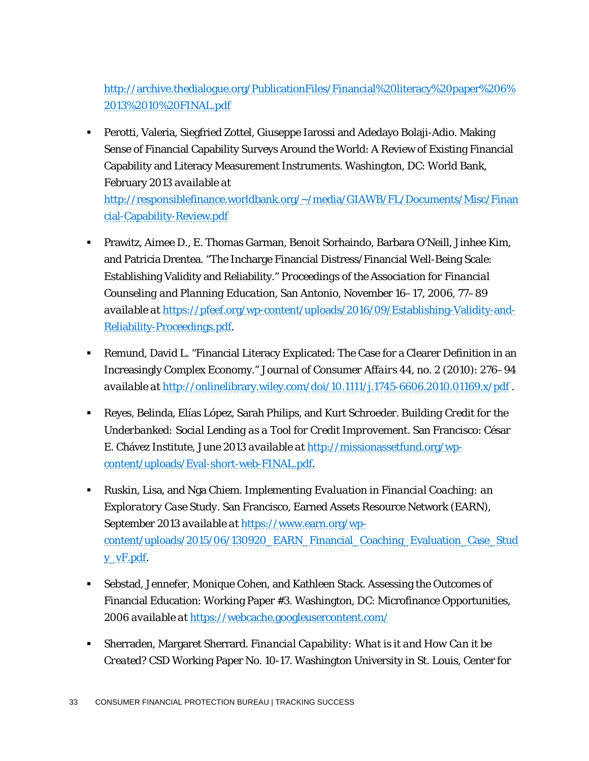http://archive.thedialogue.org/PublicationFiles/Financial%20literacy%20paper%206%2013%2010%20FINAL.pdf

- Perotti, Valeria, Siegfried Zottel, Giuseppe Iarossi and Adedayo Bolaji-Adio. Making Sense of Financial Capability Surveys Around the World: A Review of Existing Financial Capability and Literacy Measurement Instruments. Washington, DC: World Bank, February 2013 *available at* http://responsiblefinance.worldbank.org/~/media/GIAWB/FL/Documents/Misc/Financial-Capability-Review.pdf

- Prawitz, Aimee D., E. Thomas Garman, Benoit Sorhaindo, Barbara O'Neill, Jinhee Kim, and Patricia Drentea. "The Incharge Financial Distress/Financial Well-Being Scale: Establishing Validity and Reliability." *Proceedings of the Association for Financial Counseling and Planning Education*, San Antonio, November 16–17, 2006, 77–89 *available at* https://pfeef.org/wp-content/uploads/2016/09/Establishing-Validity-and-Reliability-Proceedings.pdf.

- Remund, David L. "Financial Literacy Explicated: The Case for a Clearer Definition in an Increasingly Complex Economy." *Journal of Consumer Affairs* 44, no. 2 (2010): 276–94 *available at* http://onlinelibrary.wiley.com/doi/10.1111/j.1745-6606.2010.01169.x/pdf .

- Reyes, Belinda, Elías López, Sarah Philips, and Kurt Schroeder. Building Credit for the *Underbanked: Social Lending as a Tool for Credit Improvement*. San Francisco: César E. Chávez Institute, June 2013 *available at* http://missionassetfund.org/wp-content/uploads/Eval-short-web-FINAL.pdf.

- Ruskin, Lisa, and Nga Chiem. *Implementing Evaluation in Financial Coaching: an Exploratory Case Study*. San Francisco, Earned Assets Resource Network (EARN), September 2013 *available at* https://www.earn.org/wp-content/uploads/2015/06/130920_EARN_Financial_Coaching_Evaluation_Case_Study_vF.pdf.

- Sebstad, Jennefer, Monique Cohen, and Kathleen Stack. Assessing the Outcomes of Financial Education: Working Paper #3. Washington, DC: Microfinance Opportunities, 2006 *available at* https://webcache.googleusercontent.com/

- Sherraden, Margaret Sherrard. *Financial Capability: What is it and How Can it be Created?* CSD Working Paper No. 10-17. Washington University in St. Louis, Center for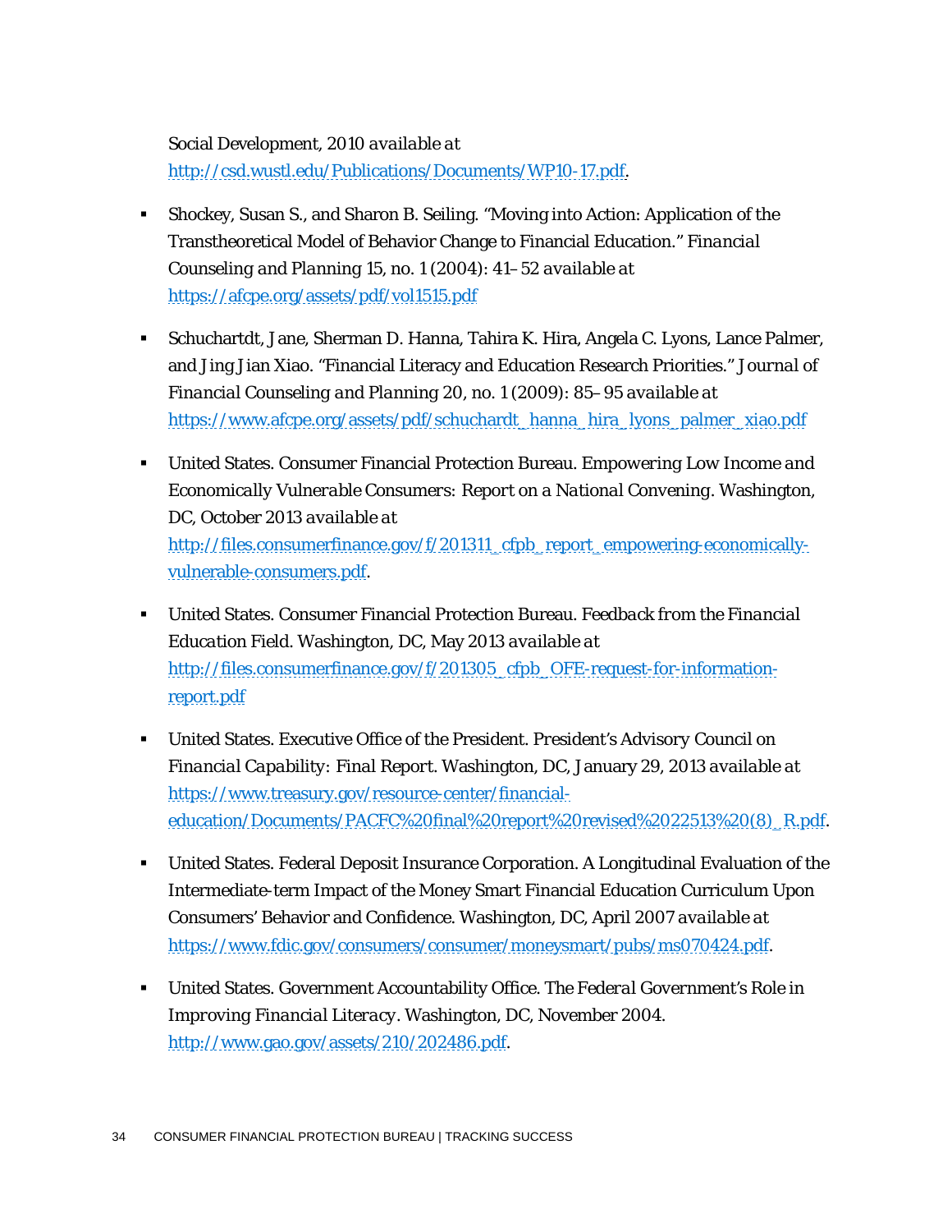Social Development, 2010 *available at* http://csd.wustl.edu/Publications/Documents/WP10-17.pdf.

- Shockey, Susan S., and Sharon B. Seiling. "Moving into Action: Application of the Transtheoretical Model of Behavior Change to Financial Education." *Financial Counseling and Planning* 15, no. 1 (2004): 41–52 *available at* https://afcpe.org/assets/pdf/vol1515.pdf

- Schuchartdt, Jane, Sherman D. Hanna, Tahira K. Hira, Angela C. Lyons, Lance Palmer, and Jing Jian Xiao. "Financial Literacy and Education Research Priorities." *Journal of Financial Counseling and Planning* 20, no. 1 (2009): 85–95 *available at* https://www.afcpe.org/assets/pdf/schuchardt_hanna_hira_lyons_palmer_xiao.pdf

- United States. Consumer Financial Protection Bureau. *Empowering Low Income and Economically Vulnerable Consumers: Report on a National Convening.* Washington, DC, October 2013 *available at* http://files.consumerfinance.gov/f/201311_cfpb_report_empowering-economically-vulnerable-consumers.pdf.

- United States. Consumer Financial Protection Bureau. *Feedback from the Financial Education Field.* Washington, DC, May 2013 *available at* http://files.consumerfinance.gov/f/201305_cfpb_OFE-request-for-information-report.pdf

- United States. Executive Office of the President. *President's Advisory Council on Financial Capability: Final Report.* Washington, DC, January 29, 2013 *available at* https://www.treasury.gov/resource-center/financial-education/Documents/PACFC%20final%20report%20revised%2022513%20(8)_R.pdf.

- United States. Federal Deposit Insurance Corporation. A Longitudinal Evaluation of the Intermediate-term Impact of the Money Smart Financial Education Curriculum Upon Consumers' Behavior and Confidence. Washington, DC, April 2007 *available at* https://www.fdic.gov/consumers/consumer/moneysmart/pubs/ms070424.pdf.

- United States. Government Accountability Office. *The Federal Government's Role in Improving Financial Literacy*. Washington, DC, November 2004. http://www.gao.gov/assets/210/202486.pdf.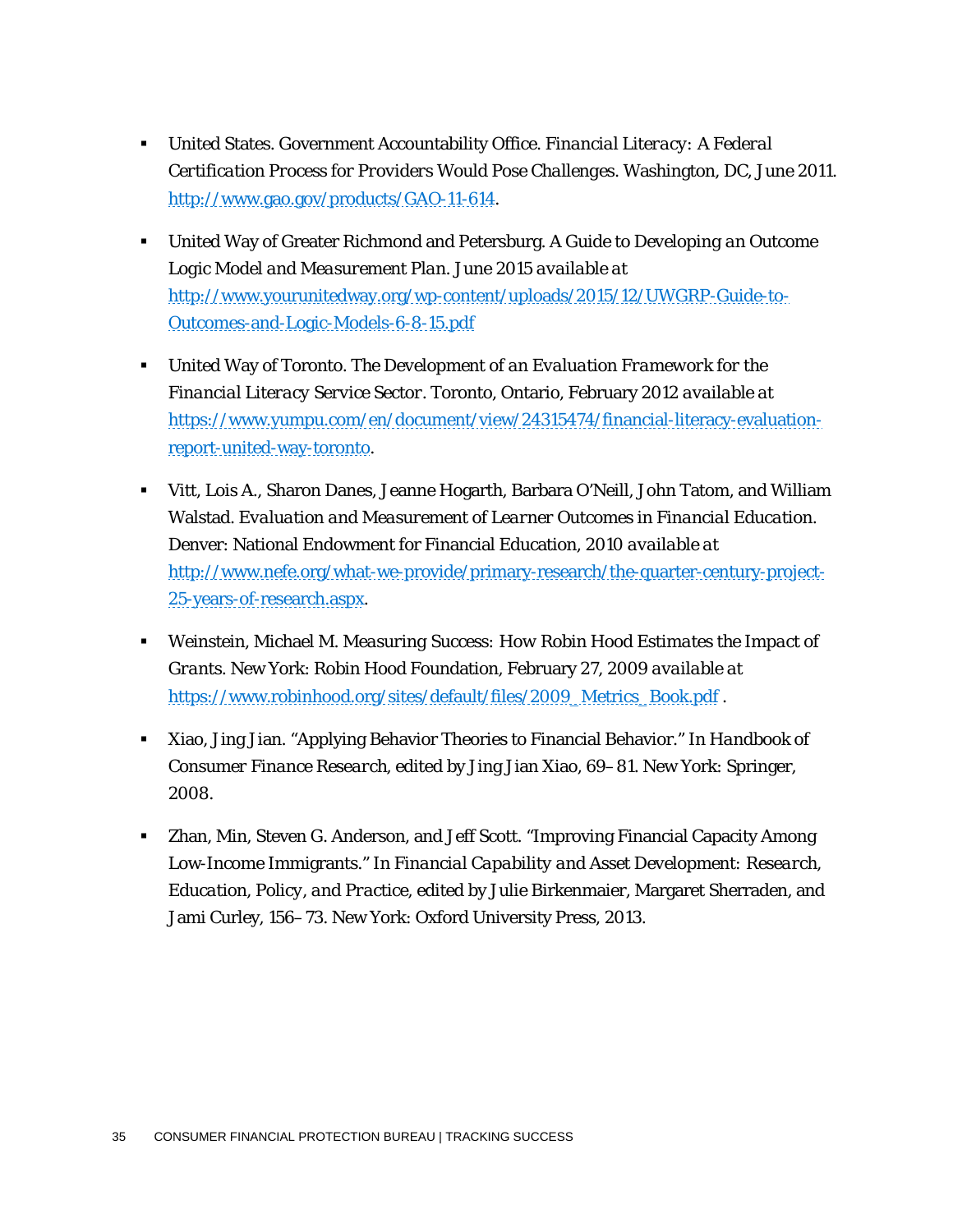- United States. Government Accountability Office. *Financial Literacy: A Federal Certification Process for Providers Would Pose Challenges*. Washington, DC, June 2011. http://www.gao.gov/products/GAO-11-614.

- United Way of Greater Richmond and Petersburg. *A Guide to Developing an Outcome Logic Model and Measurement Plan*. June 2015 *available at* http://www.yourunitedway.org/wp-content/uploads/2015/12/UWGRP-Guide-to-Outcomes-and-Logic-Models-6-8-15.pdf

- United Way of Toronto. *The Development of an Evaluation Framework for the Financial Literacy Service Sector*. Toronto, Ontario, February 2012 *available at* https://www.yumpu.com/en/document/view/24315474/financial-literacy-evaluation-report-united-way-toronto.

- Vitt, Lois A., Sharon Danes, Jeanne Hogarth, Barbara O'Neill, John Tatom, and William Walstad. *Evaluation and Measurement of Learner Outcomes in Financial Education*. Denver: National Endowment for Financial Education, 2010 *available at* http://www.nefe.org/what-we-provide/primary-research/the-quarter-century-project-25-years-of-research.aspx.

- Weinstein, Michael M. *Measuring Success: How Robin Hood Estimates the Impact of Grants*. New York: Robin Hood Foundation, February 27, 2009 *available at* https://www.robinhood.org/sites/default/files/2009_Metrics_Book.pdf .

- Xiao, Jing Jian. "Applying Behavior Theories to Financial Behavior." In *Handbook of Consumer Finance Research*, edited by Jing Jian Xiao, 69–81. New York: Springer, 2008.

- Zhan, Min, Steven G. Anderson, and Jeff Scott. "Improving Financial Capacity Among Low-Income Immigrants." In *Financial Capability and Asset Development: Research, Education, Policy, and Practice*, edited by Julie Birkenmaier, Margaret Sherraden, and Jami Curley, 156–73. New York: Oxford University Press, 2013.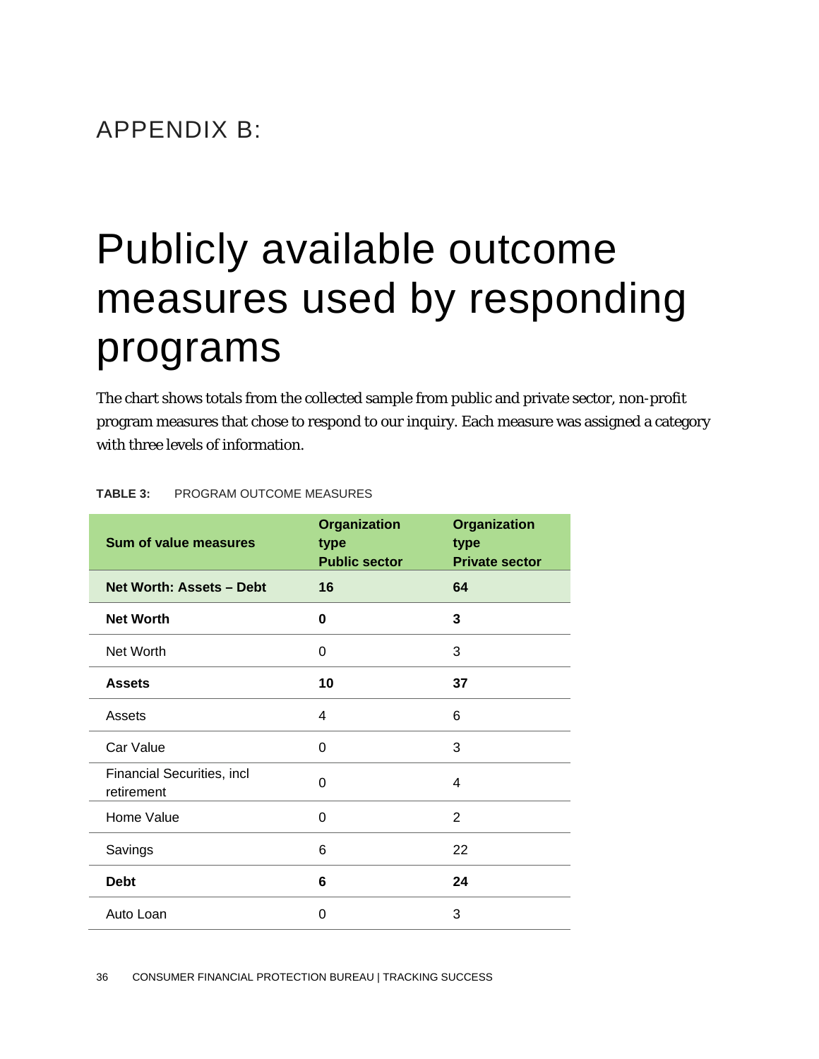APPENDIX B:

# Publicly available outcome measures used by responding programs

The chart shows totals from the collected sample from public and private sector, non-profit program measures that chose to respond to our inquiry. Each measure was assigned a category with three levels of information.

**TABLE 3:** PROGRAM OUTCOME MEASURES

| Sum of value measures | Organization type Public sector | Organization type Private sector |
|---|---|---|
| **Net Worth: Assets – Debt** | **16** | **64** |
| **Net Worth** | **0** | **3** |
| Net Worth | 0 | 3 |
| **Assets** | **10** | **37** |
| Assets | 4 | 6 |
| Car Value | 0 | 3 |
| Financial Securities, incl retirement | 0 | 4 |
| Home Value | 0 | 2 |
| Savings | 6 | 22 |
| **Debt** | **6** | **24** |
| Auto Loan | 0 | 3 |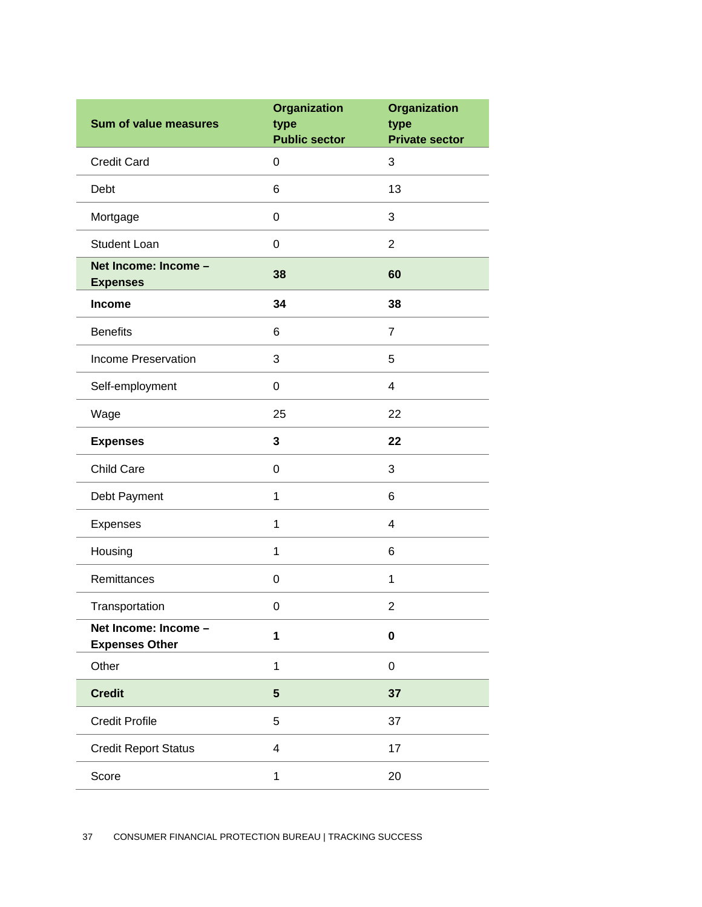| **Sum of value measures** | **Organization type Public sector** | **Organization type Private sector** |
|---|---|---|
| Credit Card | 0 | 3 |
| Debt | 6 | 13 |
| Mortgage | 0 | 3 |
| Student Loan | 0 | 2 |
| **Net Income: Income – Expenses** | **38** | **60** |
| **Income** | **34** | **38** |
| Benefits | 6 | 7 |
| Income Preservation | 3 | 5 |
| Self-employment | 0 | 4 |
| Wage | 25 | 22 |
| **Expenses** | **3** | **22** |
| Child Care | 0 | 3 |
| Debt Payment | 1 | 6 |
| Expenses | 1 | 4 |
| Housing | 1 | 6 |
| Remittances | 0 | 1 |
| Transportation | 0 | 2 |
| **Net Income: Income – Expenses Other** | **1** | **0** |
| Other | 1 | 0 |
| **Credit** | **5** | **37** |
| Credit Profile | 5 | 37 |
| Credit Report Status | 4 | 17 |
| Score | 1 | 20 |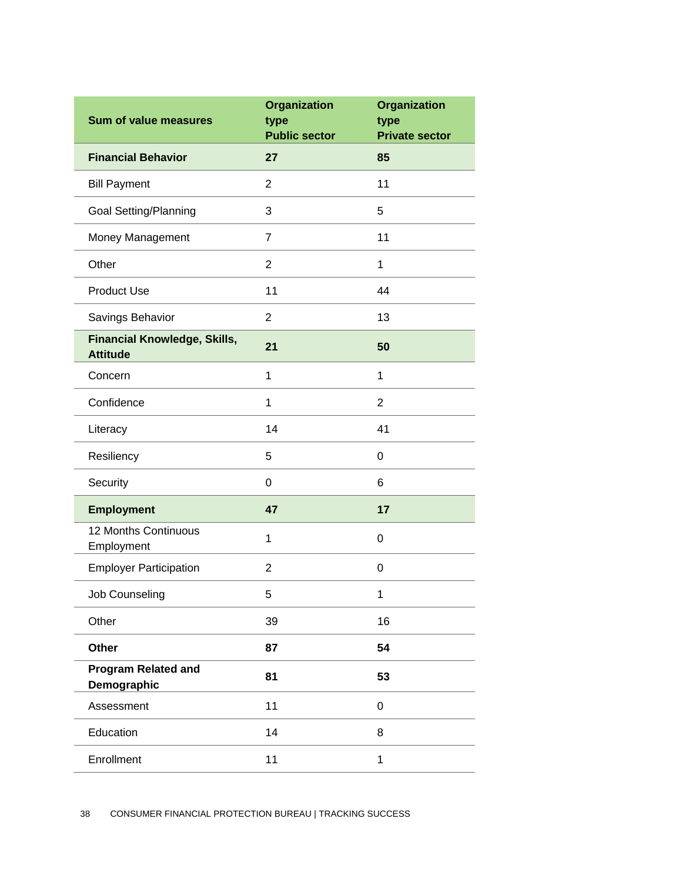| Sum of value measures | Organization type Public sector | Organization type Private sector |
|---|---|---|
| **Financial Behavior** | **27** | **85** |
| Bill Payment | 2 | 11 |
| Goal Setting/Planning | 3 | 5 |
| Money Management | 7 | 11 |
| Other | 2 | 1 |
| Product Use | 11 | 44 |
| Savings Behavior | 2 | 13 |
| **Financial Knowledge, Skills, Attitude** | **21** | **50** |
| Concern | 1 | 1 |
| Confidence | 1 | 2 |
| Literacy | 14 | 41 |
| Resiliency | 5 | 0 |
| Security | 0 | 6 |
| **Employment** | **47** | **17** |
| 12 Months Continuous Employment | 1 | 0 |
| Employer Participation | 2 | 0 |
| Job Counseling | 5 | 1 |
| Other | 39 | 16 |
| **Other** | **87** | **54** |
| **Program Related and Demographic** | **81** | **53** |
| Assessment | 11 | 0 |
| Education | 14 | 8 |
| Enrollment | 11 | 1 |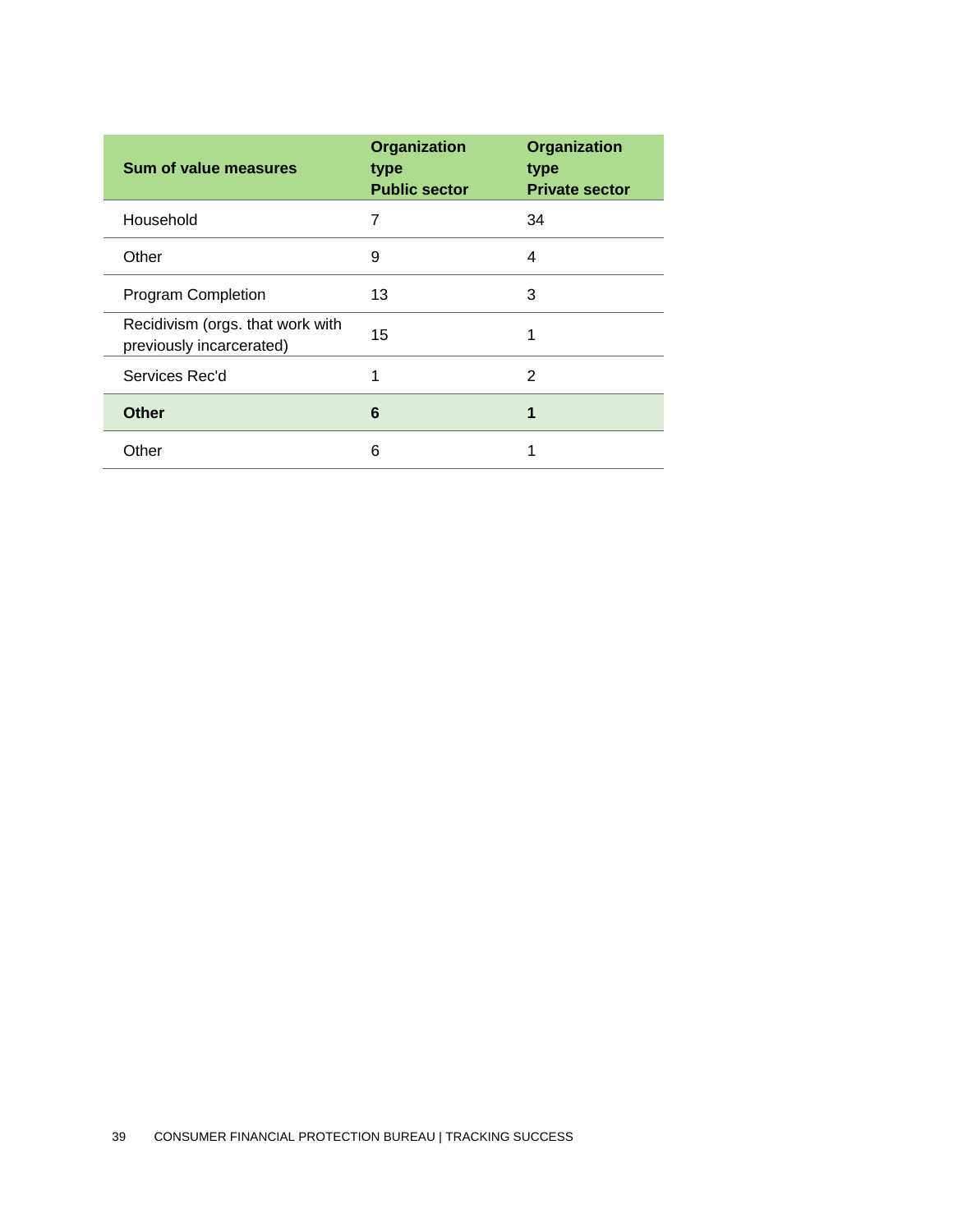| Sum of value measures | Organization type Public sector | Organization type Private sector |
|---|---|---|
| Household | 7 | 34 |
| Other | 9 | 4 |
| Program Completion | 13 | 3 |
| Recidivism (orgs. that work with previously incarcerated) | 15 | 1 |
| Services Rec'd | 1 | 2 |
| **Other** | **6** | **1** |
| Other | 6 | 1 |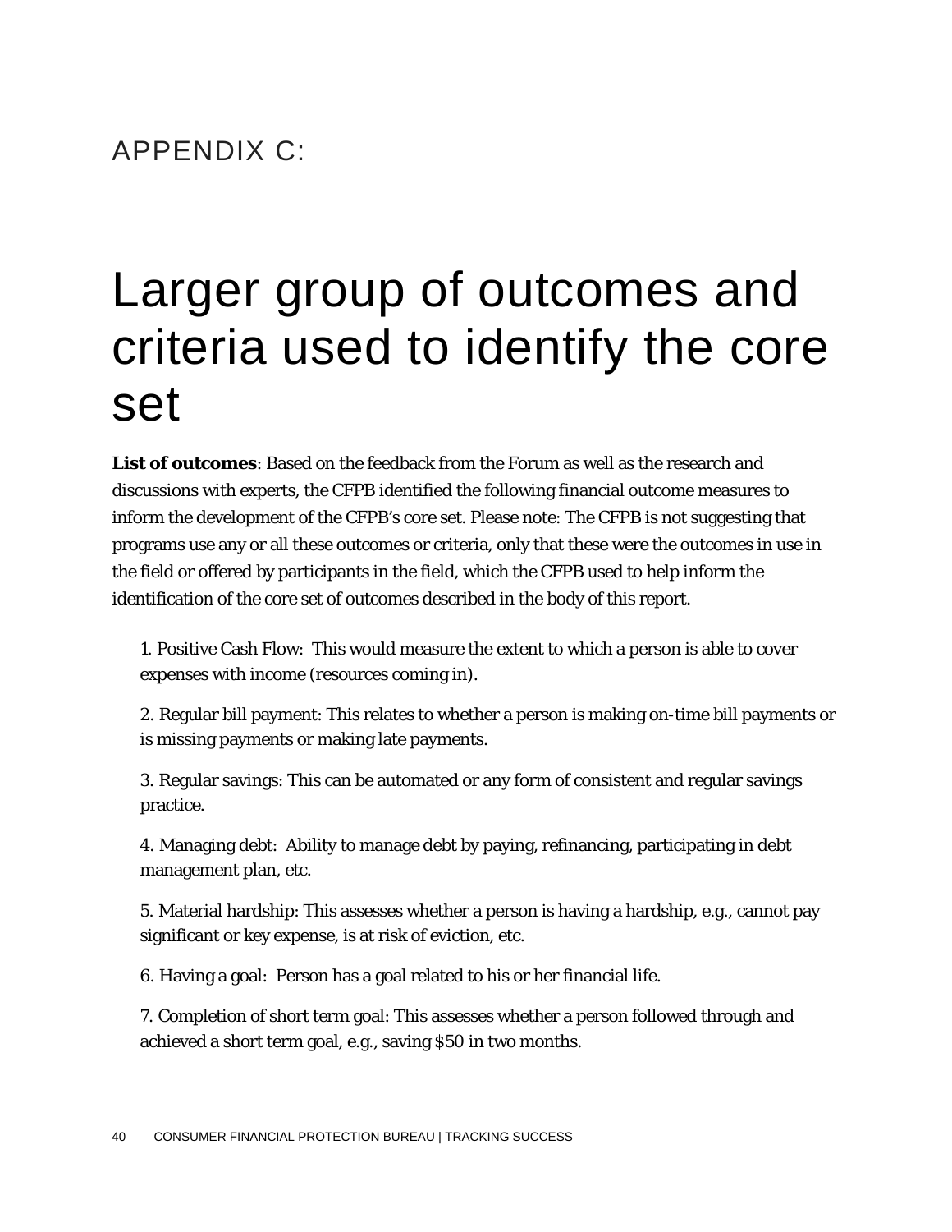# APPENDIX C:

# Larger group of outcomes and criteria used to identify the core set

**List of outcomes**: Based on the feedback from the Forum as well as the research and discussions with experts, the CFPB identified the following financial outcome measures to inform the development of the CFPB's core set. Please note: The CFPB is not suggesting that programs use any or all these outcomes or criteria, only that these were the outcomes in use in the field or offered by participants in the field, which the CFPB used to help inform the identification of the core set of outcomes described in the body of this report.

1. Positive Cash Flow: This would measure the extent to which a person is able to cover expenses with income (resources coming in).

2. Regular bill payment: This relates to whether a person is making on-time bill payments or is missing payments or making late payments.

3. Regular savings: This can be automated or any form of consistent and regular savings practice.

4. Managing debt: Ability to manage debt by paying, refinancing, participating in debt management plan, etc.

5. Material hardship: This assesses whether a person is having a hardship, e.g., cannot pay significant or key expense, is at risk of eviction, etc.

6. Having a goal: Person has a goal related to his or her financial life.

7. Completion of short term goal: This assesses whether a person followed through and achieved a short term goal, e.g., saving $50 in two months.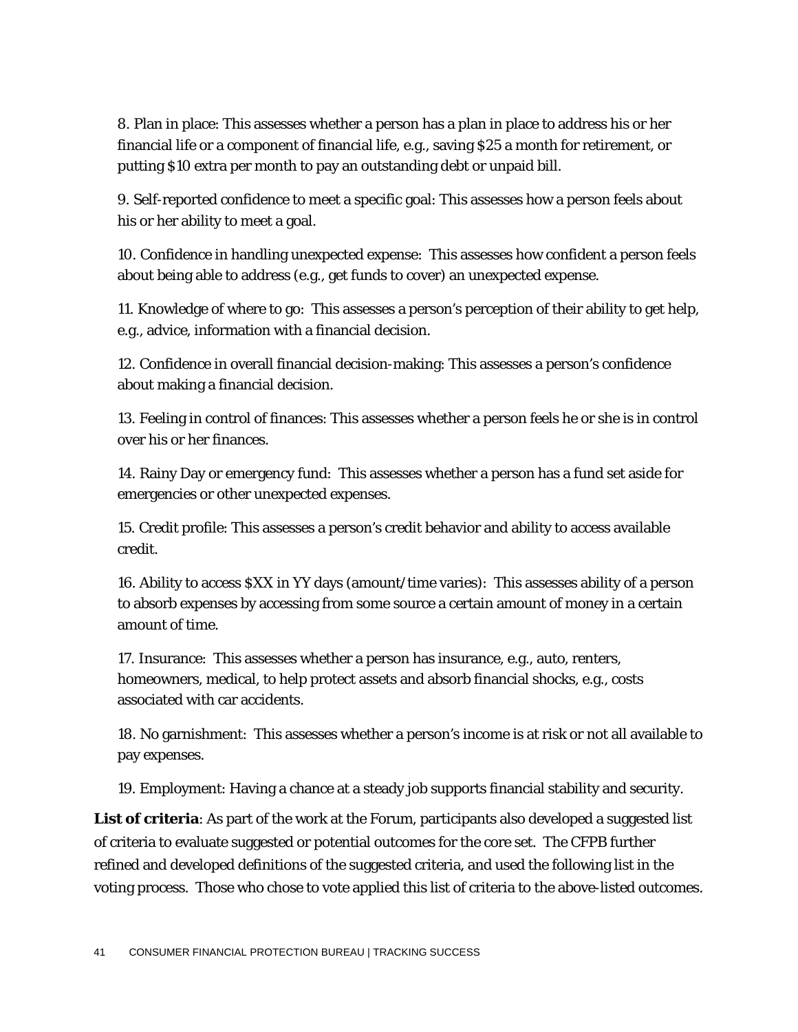8. Plan in place: This assesses whether a person has a plan in place to address his or her financial life or a component of financial life, e.g., saving $25 a month for retirement, or putting $10 extra per month to pay an outstanding debt or unpaid bill.

9. Self-reported confidence to meet a specific goal: This assesses how a person feels about his or her ability to meet a goal.

10. Confidence in handling unexpected expense: This assesses how confident a person feels about being able to address (e.g., get funds to cover) an unexpected expense.

11. Knowledge of where to go: This assesses a person's perception of their ability to get help, e.g., advice, information with a financial decision.

12. Confidence in overall financial decision-making: This assesses a person's confidence about making a financial decision.

13. Feeling in control of finances: This assesses whether a person feels he or she is in control over his or her finances.

14. Rainy Day or emergency fund: This assesses whether a person has a fund set aside for emergencies or other unexpected expenses.

15. Credit profile: This assesses a person's credit behavior and ability to access available credit.

16. Ability to access $XX in YY days (amount/time varies): This assesses ability of a person to absorb expenses by accessing from some source a certain amount of money in a certain amount of time.

17. Insurance: This assesses whether a person has insurance, e.g., auto, renters, homeowners, medical, to help protect assets and absorb financial shocks, e.g., costs associated with car accidents.

18. No garnishment: This assesses whether a person's income is at risk or not all available to pay expenses.

19. Employment: Having a chance at a steady job supports financial stability and security.

**List of criteria**: As part of the work at the Forum, participants also developed a suggested list of criteria to evaluate suggested or potential outcomes for the core set. The CFPB further refined and developed definitions of the suggested criteria, and used the following list in the voting process. Those who chose to vote applied this list of criteria to the above-listed outcomes.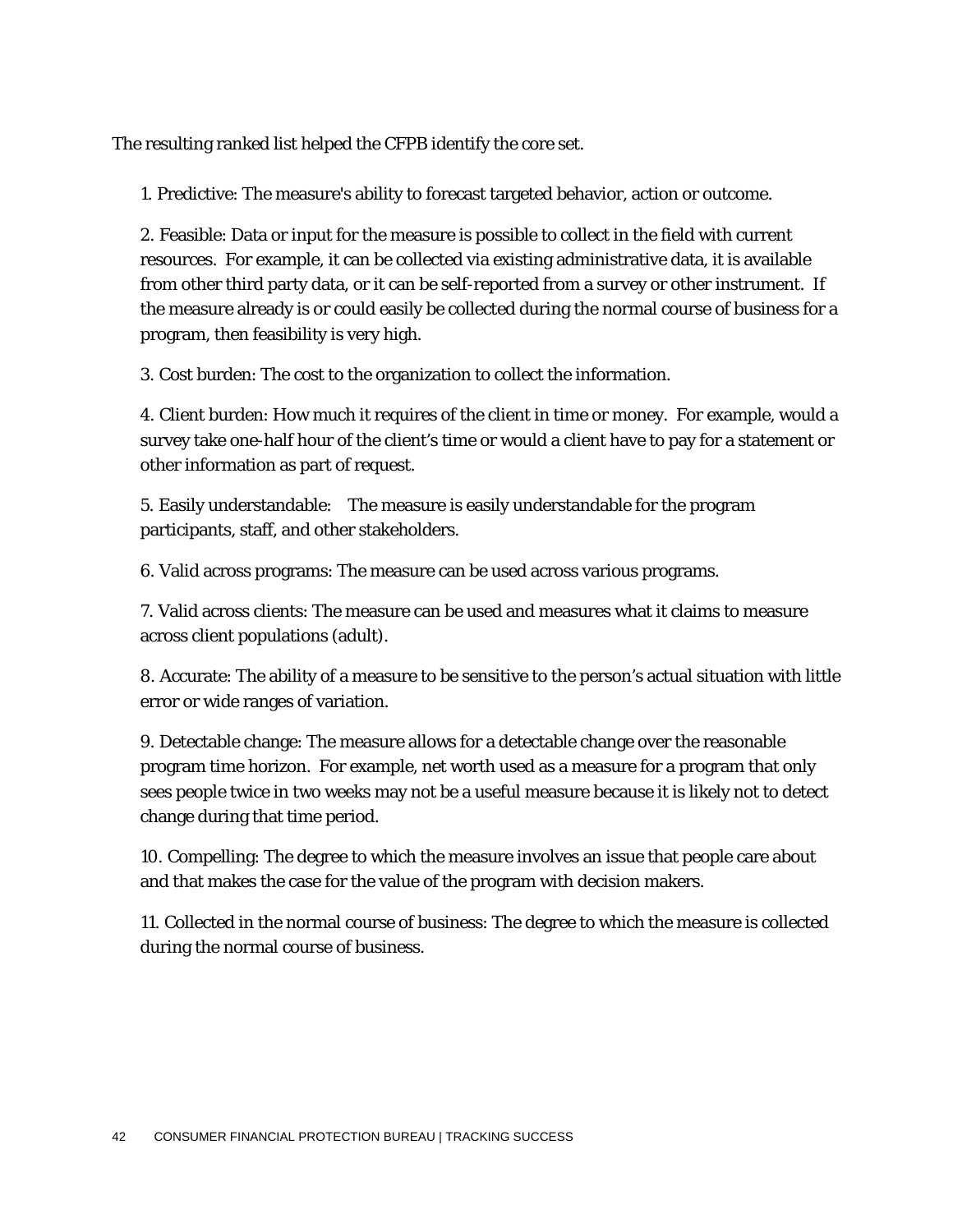The resulting ranked list helped the CFPB identify the core set.

1. Predictive: The measure's ability to forecast targeted behavior, action or outcome.

2. Feasible: Data or input for the measure is possible to collect in the field with current resources. For example, it can be collected via existing administrative data, it is available from other third party data, or it can be self-reported from a survey or other instrument. If the measure already is or could easily be collected during the normal course of business for a program, then feasibility is very high.

3. Cost burden: The cost to the organization to collect the information.

4. Client burden: How much it requires of the client in time or money. For example, would a survey take one-half hour of the client's time or would a client have to pay for a statement or other information as part of request.

5. Easily understandable: The measure is easily understandable for the program participants, staff, and other stakeholders.

6. Valid across programs: The measure can be used across various programs.

7. Valid across clients: The measure can be used and measures what it claims to measure across client populations (adult).

8. Accurate: The ability of a measure to be sensitive to the person's actual situation with little error or wide ranges of variation.

9. Detectable change: The measure allows for a detectable change over the reasonable program time horizon. For example, net worth used as a measure for a program that only sees people twice in two weeks may not be a useful measure because it is likely not to detect change during that time period.

10. Compelling: The degree to which the measure involves an issue that people care about and that makes the case for the value of the program with decision makers.

11. Collected in the normal course of business: The degree to which the measure is collected during the normal course of business.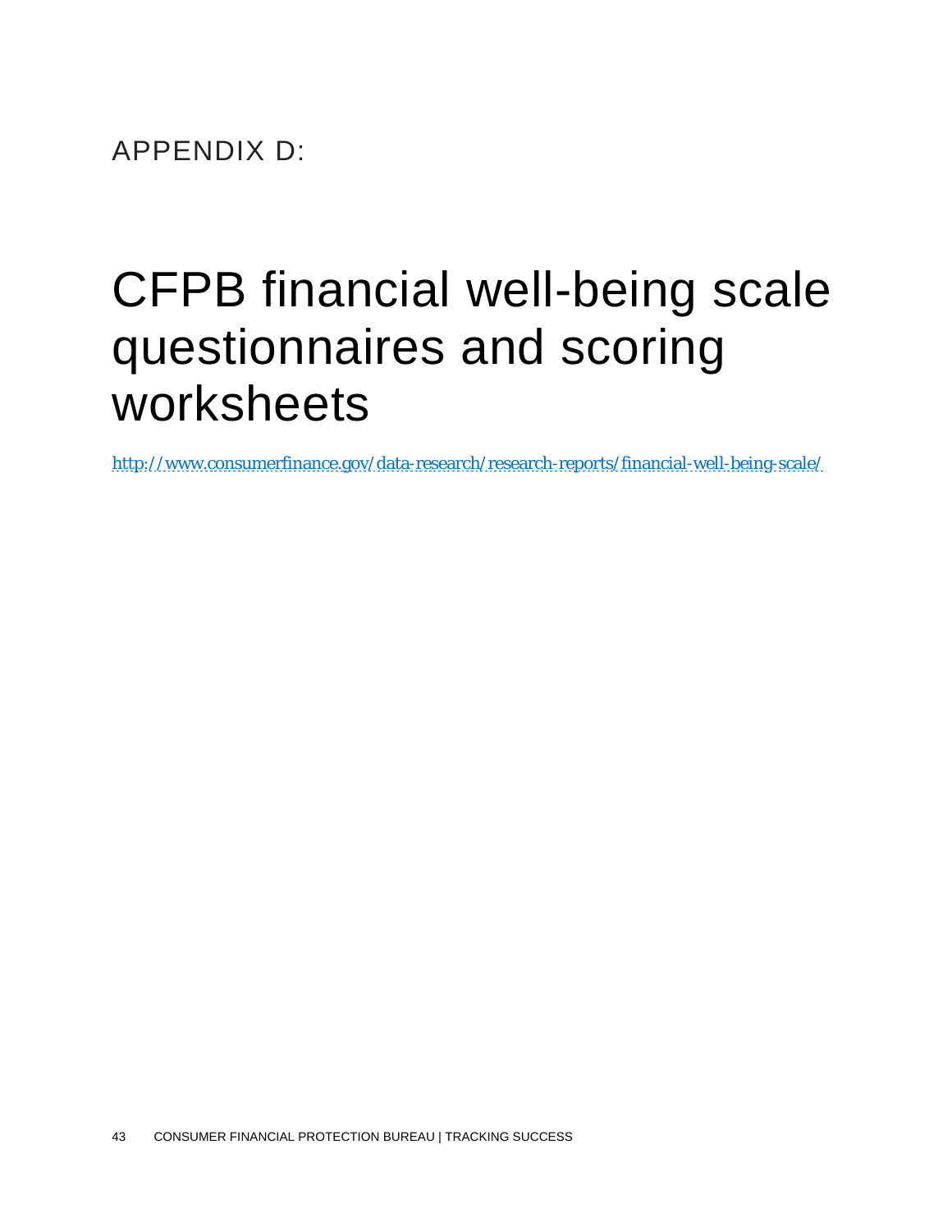APPENDIX D:

# CFPB financial well-being scale questionnaires and scoring worksheets

http://www.consumerfinance.gov/data-research/research-reports/financial-well-being-scale/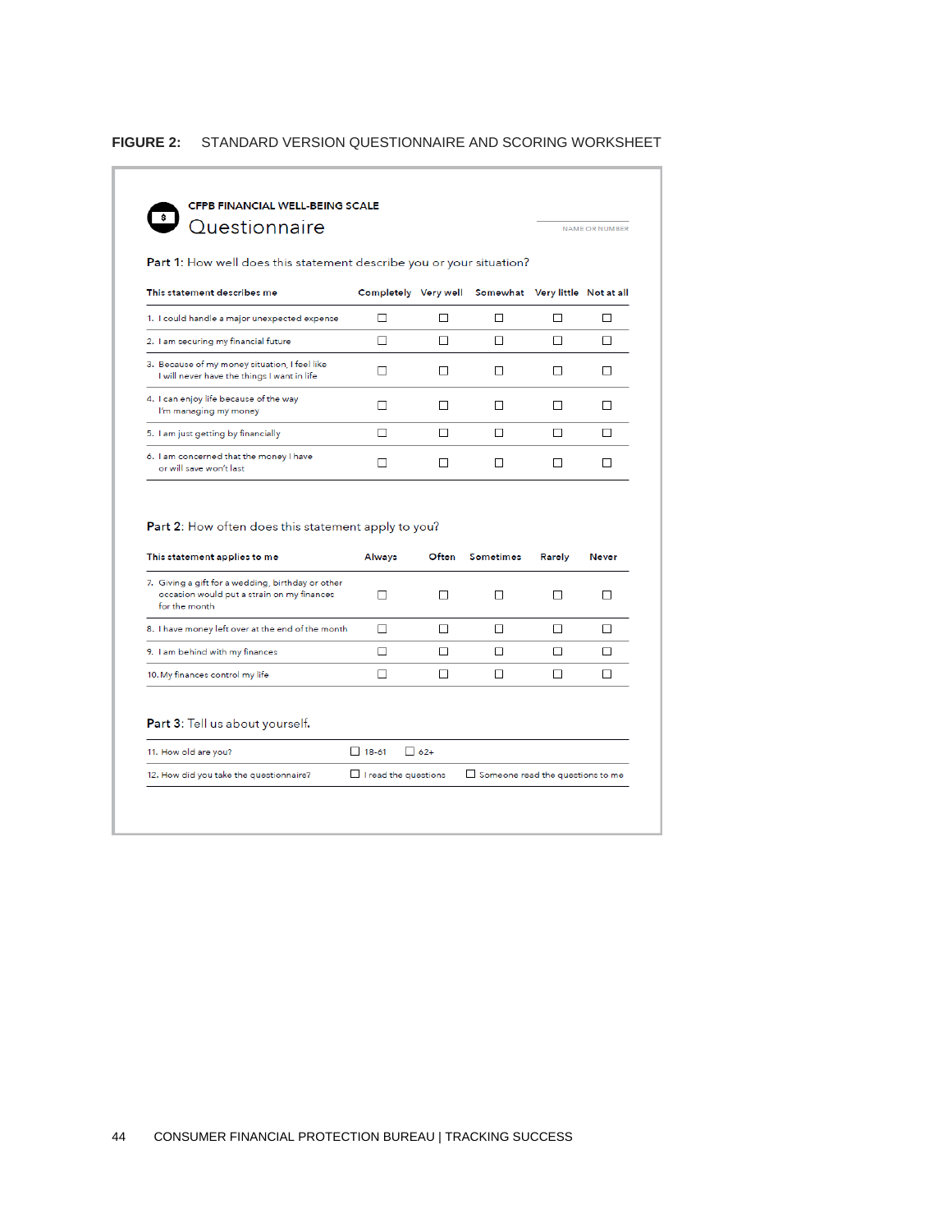**FIGURE 2:** STANDARD VERSION QUESTIONNAIRE AND SCORING WORKSHEET

CFPB FINANCIAL WELL-BEING SCALE

# Questionnaire

NAME OR NUMBER

**Part 1:** How well does this statement describe you or your situation?

| This statement describes me | Completely | Very well | Somewhat | Very little | Not at all |
|---|---|---|---|---|---|
| 1. I could handle a major unexpected expense | ☐ | ☐ | ☐ | ☐ | ☐ |
| 2. I am securing my financial future | ☐ | ☐ | ☐ | ☐ | ☐ |
| 3. Because of my money situation, I feel like I will never have the things I want in life | ☐ | ☐ | ☐ | ☐ | ☐ |
| 4. I can enjoy life because of the way I'm managing my money | ☐ | ☐ | ☐ | ☐ | ☐ |
| 5. I am just getting by financially | ☐ | ☐ | ☐ | ☐ | ☐ |
| 6. I am concerned that the money I have or will save won't last | ☐ | ☐ | ☐ | ☐ | ☐ |

**Part 2:** How often does this statement apply to you?

| This statement applies to me | Always | Often | Sometimes | Rarely | Never |
|---|---|---|---|---|---|
| 7. Giving a gift for a wedding, birthday or other occasion would put a strain on my finances for the month | ☐ | ☐ | ☐ | ☐ | ☐ |
| 8. I have money left over at the end of the month | ☐ | ☐ | ☐ | ☐ | ☐ |
| 9. I am behind with my finances | ☐ | ☐ | ☐ | ☐ | ☐ |
| 10. My finances control my life | ☐ | ☐ | ☐ | ☐ | ☐ |

**Part 3:** Tell us about yourself.

| | | |
|---|---|---|
| 11. How old are you? | ☐ 18-61 | ☐ 62+ |
| 12. How did you take the questionnaire? | ☐ I read the questions | ☐ Someone read the questions to me |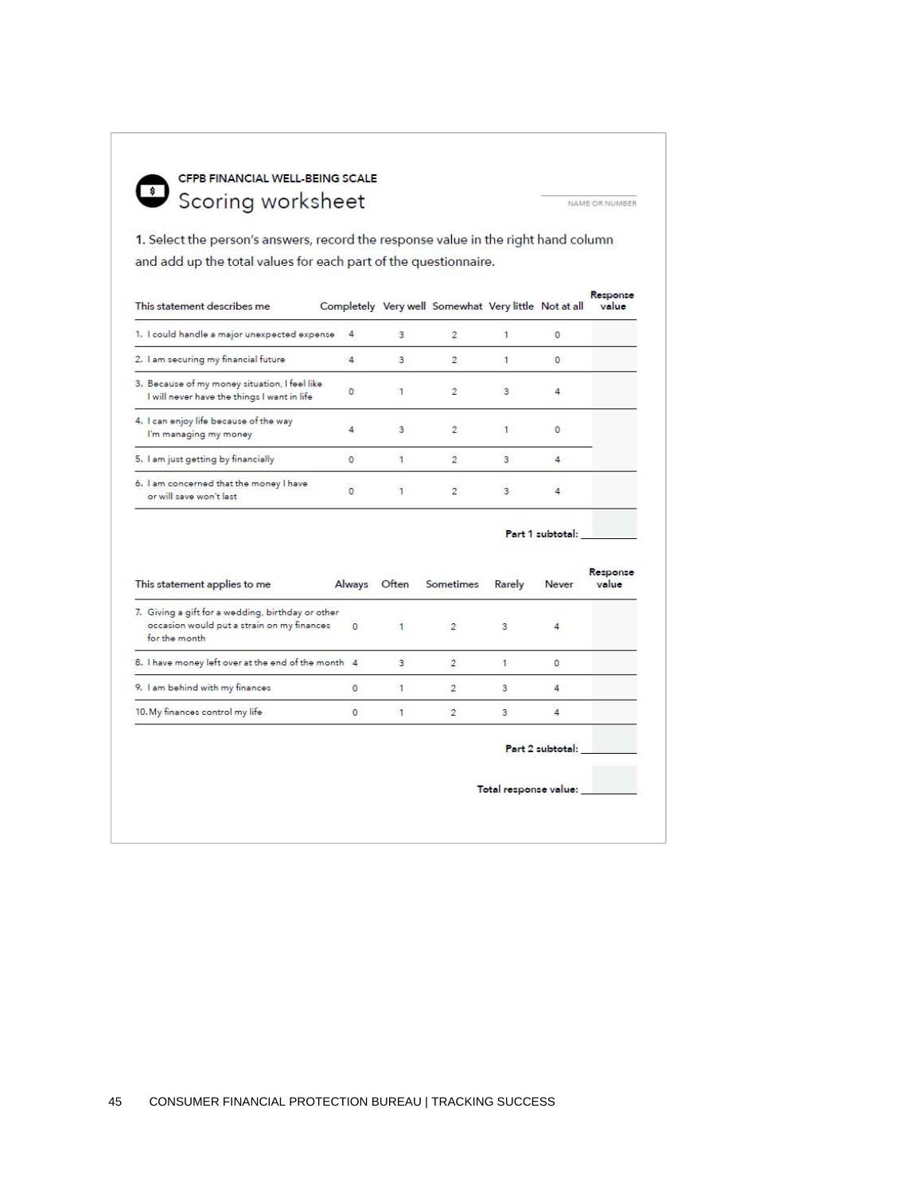CFPB FINANCIAL WELL-BEING SCALE

# Scoring worksheet

NAME OR NUMBER

**1.** Select the person's answers, record the response value in the right hand column and add up the total values for each part of the questionnaire.

| This statement describes me | Completely | Very well | Somewhat | Very little | Not at all | Response value |
|---|---|---|---|---|---|---|
| 1. I could handle a major unexpected expense | 4 | 3 | 2 | 1 | 0 | |
| 2. I am securing my financial future | 4 | 3 | 2 | 1 | 0 | |
| 3. Because of my money situation, I feel like I will never have the things I want in life | 0 | 1 | 2 | 3 | 4 | |
| 4. I can enjoy life because of the way I'm managing my money | 4 | 3 | 2 | 1 | 0 | |
| 5. I am just getting by financially | 0 | 1 | 2 | 3 | 4 | |
| 6. I am concerned that the money I have or will save won't last | 0 | 1 | 2 | 3 | 4 | |
| | | | | | **Part 1 subtotal:** | |

| This statement applies to me | Always | Often | Sometimes | Rarely | Never | Response value |
|---|---|---|---|---|---|---|
| 7. Giving a gift for a wedding, birthday or other occasion would put a strain on my finances for the month | 0 | 1 | 2 | 3 | 4 | |
| 8. I have money left over at the end of the month | 4 | 3 | 2 | 1 | 0 | |
| 9. I am behind with my finances | 0 | 1 | 2 | 3 | 4 | |
| 10. My finances control my life | 0 | 1 | 2 | 3 | 4 | |
| | | | | | **Part 2 subtotal:** | |
| | | | | | **Total response value:** | |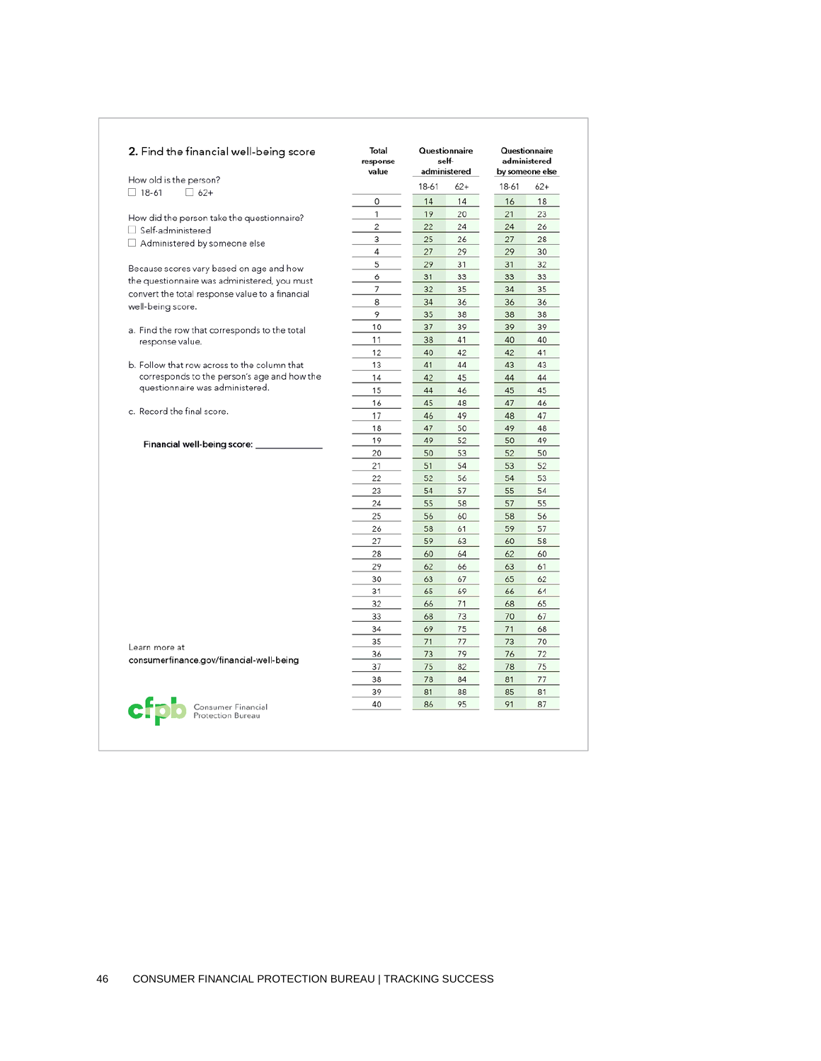## 2. Find the financial well-being score

How old is the person?

☐ 18-61 ☐ 62+

How did the person take the questionnaire?

☐ Self-administered

☐ Administered by someone else

Because scores vary based on age and how the questionnaire was administered, you must convert the total response value to a financial well-being score.

a. Find the row that corresponds to the total response value.

b. Follow that row across to the column that corresponds to the person's age and how the questionnaire was administered.

c. Record the final score.

**Financial well-being score:** _____________

| Total response value | Questionnaire self-administered | | Questionnaire administered by someone else | |
|---|---|---|---|---|
| | 18-61 | 62+ | 18-61 | 62+ |
| 0 | 14 | 14 | 16 | 18 |
| 1 | 19 | 20 | 21 | 23 |
| 2 | 22 | 24 | 24 | 26 |
| 3 | 25 | 26 | 27 | 28 |
| 4 | 27 | 29 | 29 | 30 |
| 5 | 29 | 31 | 31 | 32 |
| 6 | 31 | 33 | 33 | 33 |
| 7 | 32 | 35 | 34 | 35 |
| 8 | 34 | 36 | 36 | 36 |
| 9 | 35 | 38 | 38 | 38 |
| 10 | 37 | 39 | 39 | 39 |
| 11 | 38 | 41 | 40 | 40 |
| 12 | 40 | 42 | 42 | 41 |
| 13 | 41 | 44 | 43 | 43 |
| 14 | 42 | 45 | 44 | 44 |
| 15 | 44 | 46 | 45 | 45 |
| 16 | 45 | 48 | 47 | 46 |
| 17 | 46 | 49 | 48 | 47 |
| 18 | 47 | 50 | 49 | 48 |
| 19 | 49 | 52 | 50 | 49 |
| 20 | 50 | 53 | 52 | 50 |
| 21 | 51 | 54 | 53 | 52 |
| 22 | 52 | 56 | 54 | 53 |
| 23 | 54 | 57 | 55 | 54 |
| 24 | 55 | 58 | 57 | 55 |
| 25 | 56 | 60 | 58 | 56 |
| 26 | 58 | 61 | 59 | 57 |
| 27 | 59 | 63 | 60 | 58 |
| 28 | 60 | 64 | 62 | 60 |
| 29 | 62 | 66 | 63 | 61 |
| 30 | 63 | 67 | 65 | 62 |
| 31 | 65 | 69 | 66 | 64 |
| 32 | 66 | 71 | 68 | 65 |
| 33 | 68 | 73 | 70 | 67 |
| 34 | 69 | 75 | 71 | 68 |
| 35 | 71 | 77 | 73 | 70 |
| 36 | 73 | 79 | 76 | 72 |
| 37 | 75 | 82 | 78 | 75 |
| 38 | 78 | 84 | 81 | 77 |
| 39 | 81 | 88 | 85 | 81 |
| 40 | 86 | 95 | 91 | 87 |

Learn more at
**consumerfinance.gov/financial-well-being**

cfpb Consumer Financial Protection Bureau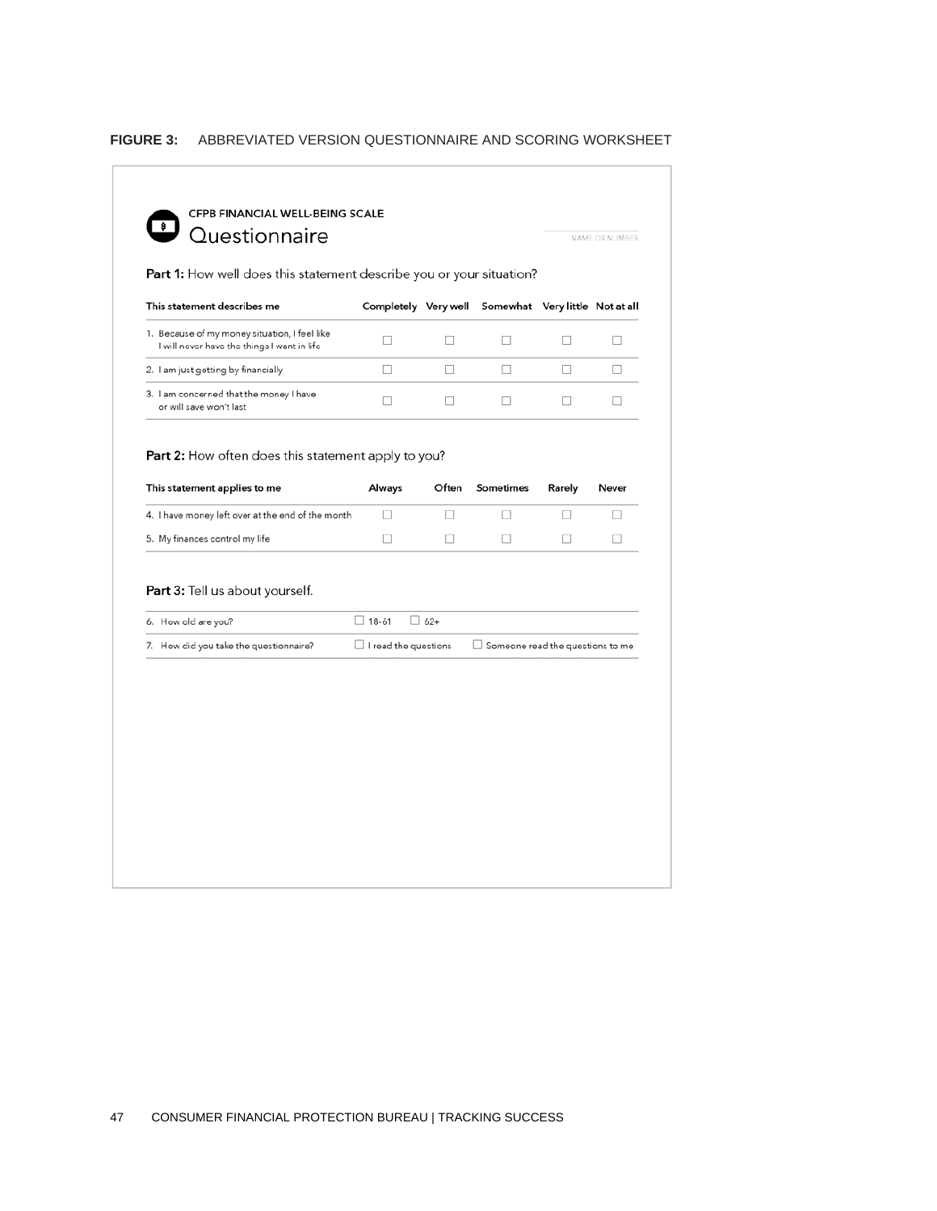**FIGURE 3:** ABBREVIATED VERSION QUESTIONNAIRE AND SCORING WORKSHEET

CFPB FINANCIAL WELL-BEING SCALE

# Questionnaire

NAME OR NUMBER

**Part 1:** How well does this statement describe you or your situation?

| This statement describes me | Completely | Very well | Somewhat | Very little | Not at all |
|---|---|---|---|---|---|
| 1. Because of my money situation, I feel like I will never have the things I want in life | ☐ | ☐ | ☐ | ☐ | ☐ |
| 2. I am just getting by financially | ☐ | ☐ | ☐ | ☐ | ☐ |
| 3. I am concerned that the money I have or will save won't last | ☐ | ☐ | ☐ | ☐ | ☐ |

**Part 2:** How often does this statement apply to you?

| This statement applies to me | Always | Often | Sometimes | Rarely | Never |
|---|---|---|---|---|---|
| 4. I have money left over at the end of the month | ☐ | ☐ | ☐ | ☐ | ☐ |
| 5. My finances control my life | ☐ | ☐ | ☐ | ☐ | ☐ |

**Part 3:** Tell us about yourself.

| | | |
|---|---|---|
| 6. How old are you? | ☐ 18-61 ☐ 62+ | |
| 7. How did you take the questionnaire? | ☐ I read the questions | ☐ Someone read the questions to me |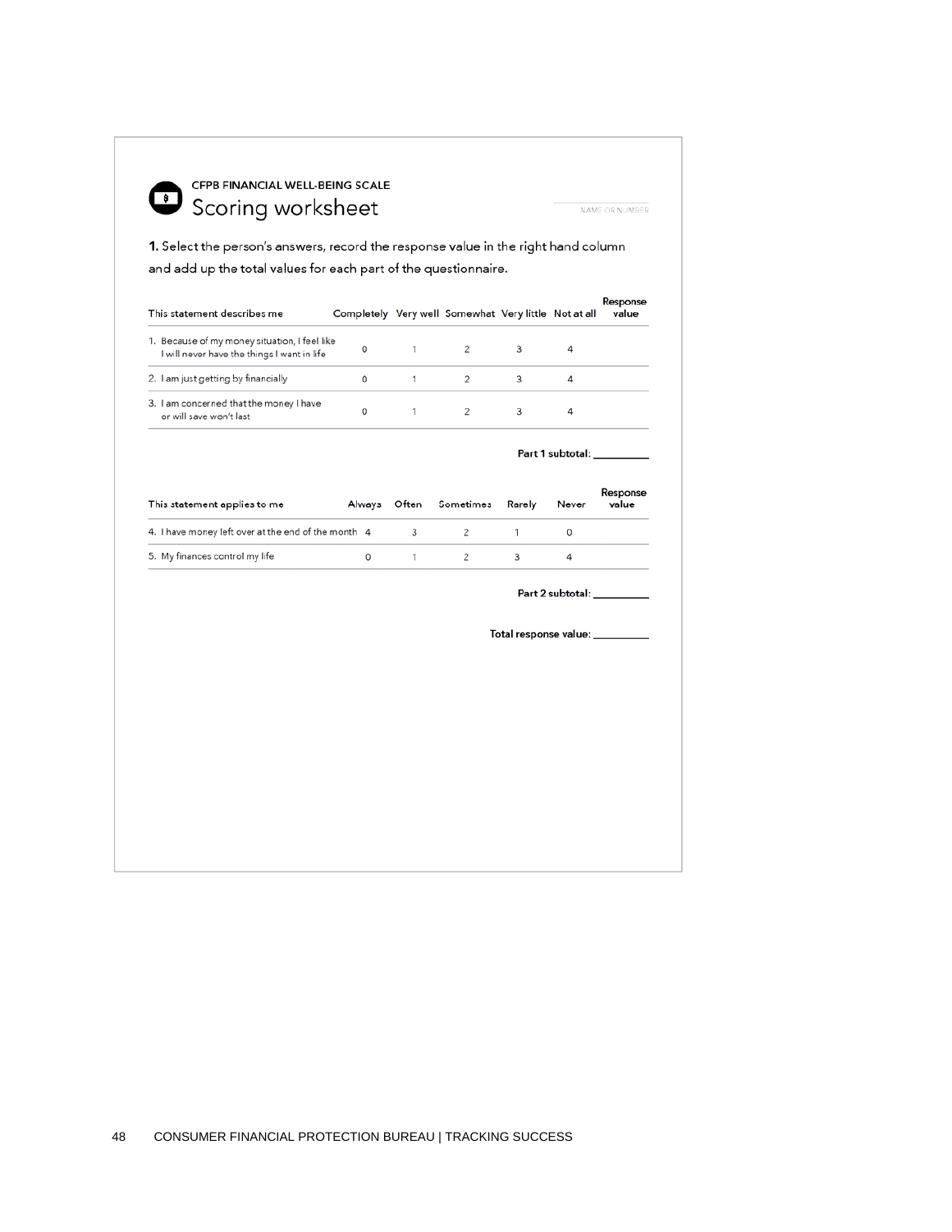CFPB FINANCIAL WELL-BEING SCALE

# Scoring worksheet

NAME OR NUMBER

**1.** Select the person's answers, record the response value in the right hand column and add up the total values for each part of the questionnaire.

| This statement describes me | Completely | Very well | Somewhat | Very little | Not at all | Response value |
|---|---|---|---|---|---|---|
| 1. Because of my money situation, I feel like I will never have the things I want in life | 0 | 1 | 2 | 3 | 4 | |
| 2. I am just getting by financially | 0 | 1 | 2 | 3 | 4 | |
| 3. I am concerned that the money I have or will save won't last | 0 | 1 | 2 | 3 | 4 | |

**Part 1 subtotal:** __________

| This statement applies to me | Always | Often | Sometimes | Rarely | Never | Response value |
|---|---|---|---|---|---|---|
| 4. I have money left over at the end of the month | 4 | 3 | 2 | 1 | 0 | |
| 5. My finances control my life | 0 | 1 | 2 | 3 | 4 | |

**Part 2 subtotal:** __________

**Total response value:** __________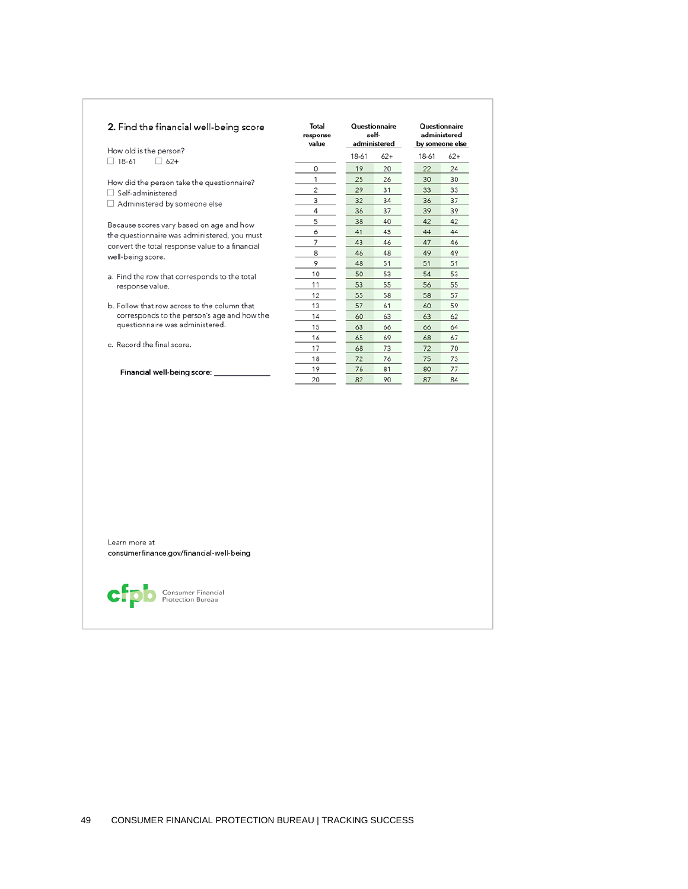## 2. Find the financial well-being score

How old is the person?

☐ 18-61 ☐ 62+

How did the person take the questionnaire?

☐ Self-administered

☐ Administered by someone else

Because scores vary based on age and how the questionnaire was administered, you must convert the total response value to a financial well-being score.

a. Find the row that corresponds to the total response value.

b. Follow that row across to the column that corresponds to the person's age and how the questionnaire was administered.

c. Record the final score.

**Financial well-being score:** _____________

| Total response value | Questionnaire self-administered | | Questionnaire administered by someone else | |
|---|---|---|---|---|
| | 18-61 | 62+ | 18-61 | 62+ |
| 0 | 19 | 20 | 22 | 24 |
| 1 | 25 | 26 | 30 | 30 |
| 2 | 29 | 31 | 33 | 33 |
| 3 | 32 | 34 | 36 | 37 |
| 4 | 36 | 37 | 39 | 39 |
| 5 | 38 | 40 | 42 | 42 |
| 6 | 41 | 43 | 44 | 44 |
| 7 | 43 | 46 | 47 | 46 |
| 8 | 46 | 48 | 49 | 49 |
| 9 | 48 | 51 | 51 | 51 |
| 10 | 50 | 53 | 54 | 53 |
| 11 | 53 | 55 | 56 | 55 |
| 12 | 55 | 58 | 58 | 57 |
| 13 | 57 | 61 | 60 | 59 |
| 14 | 60 | 63 | 63 | 62 |
| 15 | 63 | 66 | 66 | 64 |
| 16 | 65 | 69 | 68 | 67 |
| 17 | 68 | 73 | 72 | 70 |
| 18 | 72 | 76 | 75 | 73 |
| 19 | 76 | 81 | 80 | 77 |
| 20 | 82 | 90 | 87 | 84 |

Learn more at
**consumerfinance.gov/financial-well-being**

cfpb Consumer Financial Protection Bureau